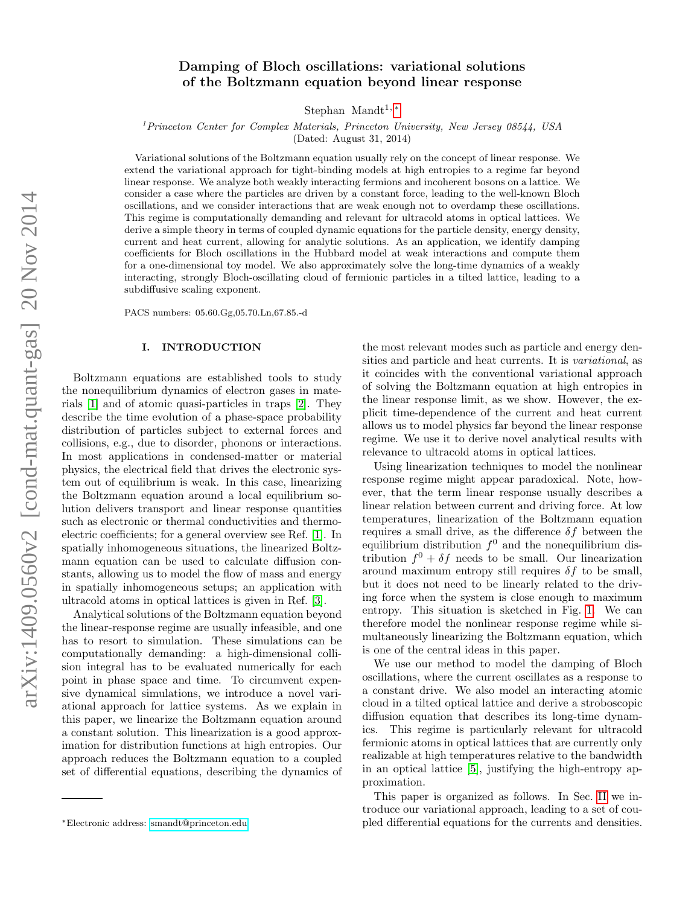# Damping of Bloch oscillations: variational solutions of the Boltzmann equation beyond linear response

Stephan Mandt[1,*]

[1] *Princeton Center for Complex Materials, Princeton University, New Jersey 08544, USA*

(Dated: August 31, 2014)

Variational solutions of the Boltzmann equation usually rely on the concept of linear response. We extend the variational approach for tight-binding models at high entropies to a regime far beyond linear response. We analyze both weakly interacting fermions and incoherent bosons on a lattice. We consider a case where the particles are driven by a constant force, leading to the well-known Bloch oscillations, and we consider interactions that are weak enough not to overdamp these oscillations. This regime is computationally demanding and relevant for ultracold atoms in optical lattices. We derive a simple theory in terms of coupled dynamic equations for the particle density, energy density, current and heat current, allowing for analytic solutions. As an application, we identify damping coefficients for Bloch oscillations in the Hubbard model at weak interactions and compute them for a one-dimensional toy model. We also approximately solve the long-time dynamics of a weakly interacting, strongly Bloch-oscillating cloud of fermionic particles in a tilted lattice, leading to a subdiffusive scaling exponent.

PACS numbers: 05.60.Gg,05.70.Ln,67.85.-d

## I. INTRODUCTION

Boltzmann equations are established tools to study the nonequilibrium dynamics of electron gases in materials [1] and of atomic quasi-particles in traps [2]. They describe the time evolution of a phase-space probability distribution of particles subject to external forces and collisions, e.g., due to disorder, phonons or interactions. In most applications in condensed-matter or material physics, the electrical field that drives the electronic system out of equilibrium is weak. In this case, linearizing the Boltzmann equation around a local equilibrium solution delivers transport and linear response quantities such as electronic or thermal conductivities and thermoelectric coefficients; for a general overview see Ref. [1]. In spatially inhomogeneous situations, the linearized Boltzmann equation can be used to calculate diffusion constants, allowing us to model the flow of mass and energy in spatially inhomogeneous setups; an application with ultracold atoms in optical lattices is given in Ref. [3].

Analytical solutions of the Boltzmann equation beyond the linear-response regime are usually infeasible, and one has to resort to simulation. These simulations can be computationally demanding: a high-dimensional collision integral has to be evaluated numerically for each point in phase space and time. To circumvent expensive dynamical simulations, we introduce a novel variational approach for lattice systems. As we explain in this paper, we linearize the Boltzmann equation around a constant solution. This linearization is a good approximation for distribution functions at high entropies. Our approach reduces the Boltzmann equation to a coupled set of differential equations, describing the dynamics of the most relevant modes such as particle and energy densities and particle and heat currents. It is *variational*, as it coincides with the conventional variational approach of solving the Boltzmann equation at high entropies in the linear response limit, as we show. However, the explicit time-dependence of the current and heat current allows us to model physics far beyond the linear response regime. We use it to derive novel analytical results with relevance to ultracold atoms in optical lattices.

Using linearization techniques to model the nonlinear response regime might appear paradoxical. Note, however, that the term linear response usually describes a linear relation between current and driving force. At low temperatures, linearization of the Boltzmann equation requires a small drive, as the difference $\delta f$ between the equilibrium distribution $f^0$ and the nonequilibrium distribution $f^0 + \delta f$ needs to be small. Our linearization around maximum entropy still requires $\delta f$ to be small, but it does not need to be linearly related to the driving force when the system is close enough to maximum entropy. This situation is sketched in Fig. 1. We can therefore model the nonlinear response regime while simultaneously linearizing the Boltzmann equation, which is one of the central ideas in this paper.

We use our method to model the damping of Bloch oscillations, where the current oscillates as a response to a constant drive. We also model an interacting atomic cloud in a tilted optical lattice and derive a stroboscopic diffusion equation that describes its long-time dynamics. This regime is particularly relevant for ultracold fermionic atoms in optical lattices that are currently only realizable at high temperatures relative to the bandwidth in an optical lattice [5], justifying the high-entropy approximation.

This paper is organized as follows. In Sec. II we introduce our variational approach, leading to a set of coupled differential equations for the currents and densities.

*Electronic address: smandt@princeton.edu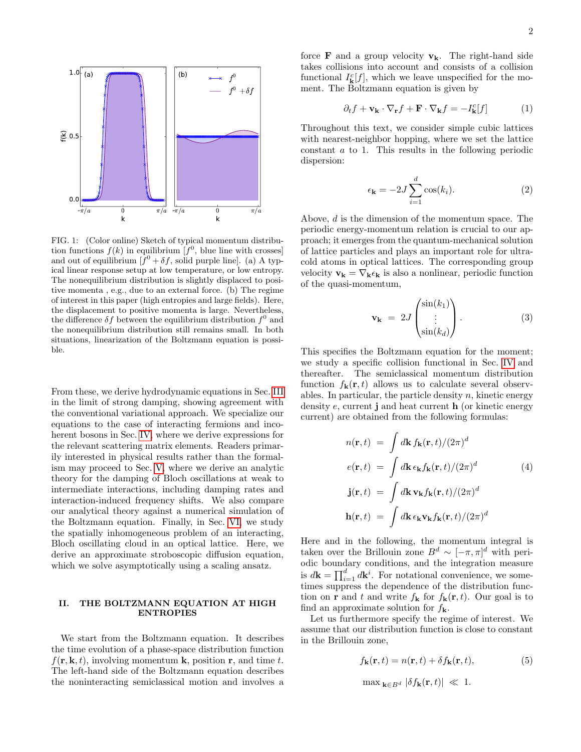FIG. 1: (Color online) Sketch of typical momentum distribution functions $f(k)$ in equilibrium [$f^0$, blue line with crosses] and out of equilibrium [$f^0 + \delta f$, solid purple line]. (a) A typical linear response setup at low temperature, or low entropy. The nonequilibrium distribution is slightly displaced to positive momenta , e.g., due to an external force. (b) The regime of interest in this paper (high entropies and large fields). Here, the displacement to positive momenta is large. Nevertheless, the difference $\delta f$ between the equilibrium distribution $f^0$ and the nonequilibrium distribution still remains small. In both situations, linearization of the Boltzmann equation is possible.

From these, we derive hydrodynamic equations in Sec. III in the limit of strong damping, showing agreement with the conventional variational approach. We specialize our equations to the case of interacting fermions and incoherent bosons in Sec. IV, where we derive expressions for the relevant scattering matrix elements. Readers primarily interested in physical results rather than the formalism may proceed to Sec. V, where we derive an analytic theory for the damping of Bloch oscillations at weak to intermediate interactions, including damping rates and interaction-induced frequency shifts. We also compare our analytical theory against a numerical simulation of the Boltzmann equation. Finally, in Sec. VI, we study the spatially inhomogeneous problem of an interacting, Bloch oscillating cloud in an optical lattice. Here, we derive an approximate stroboscopic diffusion equation, which we solve asymptotically using a scaling ansatz.

## II. THE BOLTZMANN EQUATION AT HIGH ENTROPIES

We start from the Boltzmann equation. It describes the time evolution of a phase-space distribution function $f(\mathbf{r}, \mathbf{k}, t)$, involving momentum $\mathbf{k}$, position $\mathbf{r}$, and time $t$. The left-hand side of the Boltzmann equation describes the noninteracting semiclassical motion and involves a force $\mathbf{F}$ and a group velocity $\mathbf{v}_{\mathbf{k}}$. The right-hand side takes collisions into account and consists of a collision functional $I^c_{\mathbf{k}}[f]$, which we leave unspecified for the moment. The Boltzmann equation is given by

$$\partial_t f + \mathbf{v}_{\mathbf{k}} \cdot \nabla_{\mathbf{r}} f + \mathbf{F} \cdot \nabla_{\mathbf{k}} f = -I^c_{\mathbf{k}}[f] \tag{1}$$

Throughout this text, we consider simple cubic lattices with nearest-neighbor hopping, where we set the lattice constant $a$ to 1. This results in the following periodic dispersion:

$$\epsilon_{\mathbf{k}} = -2J \sum_{i=1}^{d} \cos(k_i). \tag{2}$$

Above, $d$ is the dimension of the momentum space. The periodic energy-momentum relation is crucial to our approach; it emerges from the quantum-mechanical solution of lattice particles and plays an important role for ultracold atoms in optical lattices. The corresponding group velocity $\mathbf{v}_{\mathbf{k}} = \nabla_{\mathbf{k}} \epsilon_{\mathbf{k}}$ is also a nonlinear, periodic function of the quasi-momentum,

$$\mathbf{v}_{\mathbf{k}} = 2J \begin{pmatrix} \sin(k_1) \\ \vdots \\ \sin(k_d) \end{pmatrix}. \tag{3}$$

This specifies the Boltzmann equation for the moment; we study a specific collision functional in Sec. IV and thereafter. The semiclassical momentum distribution function $f_{\mathbf{k}}(\mathbf{r}, t)$ allows us to calculate several observables. In particular, the particle density $n$, kinetic energy density $e$, current $\mathbf{j}$ and heat current $\mathbf{h}$ (or kinetic energy current) are obtained from the following formulas:

$$\begin{aligned}
n(\mathbf{r}, t) &= \int d\mathbf{k}\, f_{\mathbf{k}}(\mathbf{r}, t)/(2\pi)^d \\
e(\mathbf{r}, t) &= \int d\mathbf{k}\, \epsilon_{\mathbf{k}} f_{\mathbf{k}}(\mathbf{r}, t)/(2\pi)^d \\
\mathbf{j}(\mathbf{r}, t) &= \int d\mathbf{k}\, \mathbf{v}_{\mathbf{k}} f_{\mathbf{k}}(\mathbf{r}, t)/(2\pi)^d \\
\mathbf{h}(\mathbf{r}, t) &= \int d\mathbf{k}\, \epsilon_{\mathbf{k}} \mathbf{v}_{\mathbf{k}} f_{\mathbf{k}}(\mathbf{r}, t)/(2\pi)^d
\end{aligned} \tag{4}$$

Here and in the following, the momentum integral is taken over the Brillouin zone $B^d \sim [-\pi, \pi]^d$ with periodic boundary conditions, and the integration measure is $d\mathbf{k} = \prod_{i=1}^{d} d\mathbf{k}^i$. For notational convenience, we sometimes suppress the dependence of the distribution function on $\mathbf{r}$ and $t$ and write $f_{\mathbf{k}}$ for $f_{\mathbf{k}}(\mathbf{r}, t)$. Our goal is to find an approximate solution for $f_{\mathbf{k}}$.

Let us furthermore specify the regime of interest. We assume that our distribution function is close to constant in the Brillouin zone,

$$\begin{aligned}
f_{\mathbf{k}}(\mathbf{r}, t) &= n(\mathbf{r}, t) + \delta f_{\mathbf{k}}(\mathbf{r}, t), \\
\max_{\mathbf{k} \in B^d} |\delta f_{\mathbf{k}}(\mathbf{r}, t)| &\ll 1.
\end{aligned} \tag{5}$$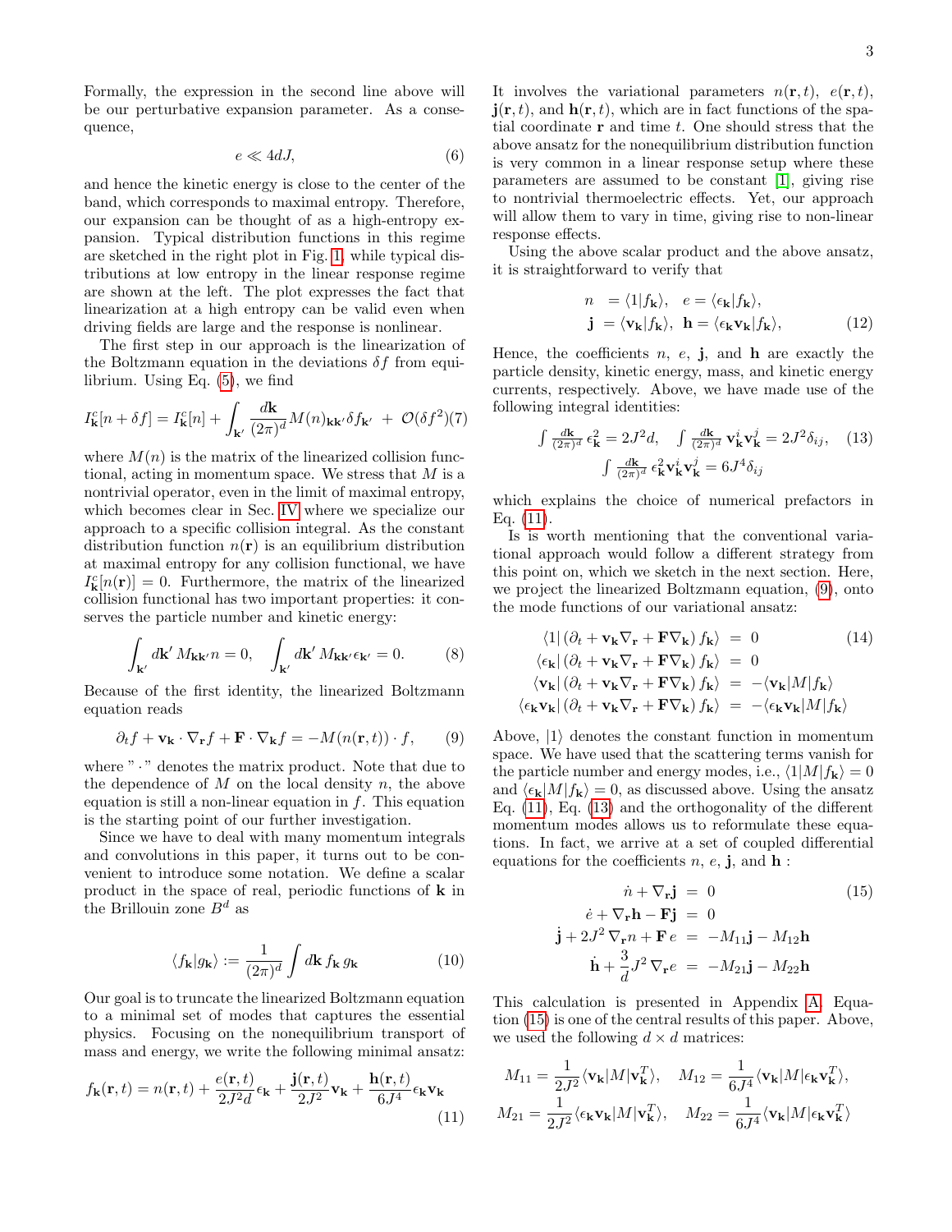Formally, the expression in the second line above will be our perturbative expansion parameter. As a consequence,

$$e \ll 4dJ, \tag{6}$$

and hence the kinetic energy is close to the center of the band, which corresponds to maximal entropy. Therefore, our expansion can be thought of as a high-entropy expansion. Typical distribution functions in this regime are sketched in the right plot in Fig. 1, while typical distributions at low entropy in the linear response regime are shown at the left. The plot expresses the fact that linearization at a high entropy can be valid even when driving fields are large and the response is nonlinear.

The first step in our approach is the linearization of the Boltzmann equation in the deviations $\delta f$ from equilibrium. Using Eq. (5), we find

$$I^c_{\mathbf{k}}[n+\delta f] = I^c_{\mathbf{k}}[n] + \int_{\mathbf{k}'} \frac{d\mathbf{k}}{(2\pi)^d} M(n)_{\mathbf{k}\mathbf{k}'} \delta f_{\mathbf{k}'} \;+\; \mathcal{O}(\delta f^2) \tag{7}$$

where $M(n)$ is the matrix of the linearized collision functional, acting in momentum space. We stress that $M$ is a nontrivial operator, even in the limit of maximal entropy, which becomes clear in Sec. IV where we specialize our approach to a specific collision integral. As the constant distribution function $n(\mathbf{r})$ is an equilibrium distribution at maximal entropy for any collision functional, we have $I^c_{\mathbf{k}}[n(\mathbf{r})] = 0$. Furthermore, the matrix of the linearized collision functional has two important properties: it conserves the particle number and kinetic energy:

$$\int_{\mathbf{k}'} d\mathbf{k}'\, M_{\mathbf{k}\mathbf{k}'} n = 0, \quad \int_{\mathbf{k}'} d\mathbf{k}'\, M_{\mathbf{k}\mathbf{k}'} \epsilon_{\mathbf{k}'} = 0. \tag{8}$$

Because of the first identity, the linearized Boltzmann equation reads

$$\partial_t f + \mathbf{v}_{\mathbf{k}} \cdot \nabla_{\mathbf{r}} f + \mathbf{F} \cdot \nabla_{\mathbf{k}} f = -M(n(\mathbf{r},t)) \cdot f, \tag{9}$$

where " $\cdot$ " denotes the matrix product. Note that due to the dependence of $M$ on the local density $n$, the above equation is still a non-linear equation in $f$. This equation is the starting point of our further investigation.

Since we have to deal with many momentum integrals and convolutions in this paper, it turns out to be convenient to introduce some notation. We define a scalar product in the space of real, periodic functions of $\mathbf{k}$ in the Brillouin zone $B^d$ as

$$\langle f_{\mathbf{k}} | g_{\mathbf{k}} \rangle := \frac{1}{(2\pi)^d} \int d\mathbf{k}\, f_{\mathbf{k}}\, g_{\mathbf{k}} \tag{10}$$

Our goal is to truncate the linearized Boltzmann equation to a minimal set of modes that captures the essential physics. Focusing on the nonequilibrium transport of mass and energy, we write the following minimal ansatz:

$$f_{\mathbf{k}}(\mathbf{r},t) = n(\mathbf{r},t) + \frac{e(\mathbf{r},t)}{2J^2 d}\epsilon_{\mathbf{k}} + \frac{\mathbf{j}(\mathbf{r},t)}{2J^2}\mathbf{v}_{\mathbf{k}} + \frac{\mathbf{h}(\mathbf{r},t)}{6J^4}\epsilon_{\mathbf{k}}\mathbf{v}_{\mathbf{k}} \tag{11}$$

It involves the variational parameters $n(\mathbf{r},t)$, $e(\mathbf{r},t)$, $\mathbf{j}(\mathbf{r},t)$, and $\mathbf{h}(\mathbf{r},t)$, which are in fact functions of the spatial coordinate $\mathbf{r}$ and time $t$. One should stress that the above ansatz for the nonequilibrium distribution function is very common in a linear response setup where these parameters are assumed to be constant [1], giving rise to nontrivial thermoelectric effects. Yet, our approach will allow them to vary in time, giving rise to non-linear response effects.

Using the above scalar product and the above ansatz, it is straightforward to verify that

$$\begin{aligned} n &= \langle 1 | f_{\mathbf{k}} \rangle, \quad e = \langle \epsilon_{\mathbf{k}} | f_{\mathbf{k}} \rangle, \\ \mathbf{j} &= \langle \mathbf{v}_{\mathbf{k}} | f_{\mathbf{k}} \rangle, \;\; \mathbf{h} = \langle \epsilon_{\mathbf{k}} \mathbf{v}_{\mathbf{k}} | f_{\mathbf{k}} \rangle, \end{aligned} \tag{12}$$

Hence, the coefficients $n$, $e$, $\mathbf{j}$, and $\mathbf{h}$ are exactly the particle density, kinetic energy, mass, and kinetic energy currents, respectively. Above, we have made use of the following integral identities:

$$\begin{gathered} \int \tfrac{d\mathbf{k}}{(2\pi)^d}\, \epsilon^2_{\mathbf{k}} = 2J^2 d, \quad \int \tfrac{d\mathbf{k}}{(2\pi)^d}\, \mathbf{v}^i_{\mathbf{k}} \mathbf{v}^j_{\mathbf{k}} = 2J^2 \delta_{ij}, \\ \int \tfrac{d\mathbf{k}}{(2\pi)^d}\, \epsilon^2_{\mathbf{k}} \mathbf{v}^i_{\mathbf{k}} \mathbf{v}^j_{\mathbf{k}} = 6J^4 \delta_{ij} \end{gathered} \tag{13}$$

which explains the choice of numerical prefactors in Eq. (11).

Is is worth mentioning that the conventional variational approach would follow a different strategy from this point on, which we sketch in the next section. Here, we project the linearized Boltzmann equation, (9), onto the mode functions of our variational ansatz:

$$\begin{aligned} \langle 1 |\, (\partial_t + \mathbf{v}_{\mathbf{k}} \nabla_{\mathbf{r}} + \mathbf{F} \nabla_{\mathbf{k}})\, f_{\mathbf{k}} \rangle &= 0 \\ \langle \epsilon_{\mathbf{k}} |\, (\partial_t + \mathbf{v}_{\mathbf{k}} \nabla_{\mathbf{r}} + \mathbf{F} \nabla_{\mathbf{k}})\, f_{\mathbf{k}} \rangle &= 0 \\ \langle \mathbf{v}_{\mathbf{k}} |\, (\partial_t + \mathbf{v}_{\mathbf{k}} \nabla_{\mathbf{r}} + \mathbf{F} \nabla_{\mathbf{k}})\, f_{\mathbf{k}} \rangle &= -\langle \mathbf{v}_{\mathbf{k}} | M | f_{\mathbf{k}} \rangle \\ \langle \epsilon_{\mathbf{k}} \mathbf{v}_{\mathbf{k}} |\, (\partial_t + \mathbf{v}_{\mathbf{k}} \nabla_{\mathbf{r}} + \mathbf{F} \nabla_{\mathbf{k}})\, f_{\mathbf{k}} \rangle &= -\langle \epsilon_{\mathbf{k}} \mathbf{v}_{\mathbf{k}} | M | f_{\mathbf{k}} \rangle \end{aligned} \tag{14}$$

Above, $|1\rangle$ denotes the constant function in momentum space. We have used that the scattering terms vanish for the particle number and energy modes, i.e., $\langle 1 | M | f_{\mathbf{k}} \rangle = 0$ and $\langle \epsilon_{\mathbf{k}} | M | f_{\mathbf{k}} \rangle = 0$, as discussed above. Using the ansatz Eq. (11), Eq. (13) and the orthogonality of the different momentum modes allows us to reformulate these equations. In fact, we arrive at a set of coupled differential equations for the coefficients $n$, $e$, $\mathbf{j}$, and $\mathbf{h}$ :

$$\begin{aligned} \dot{n} + \nabla_{\mathbf{r}} \mathbf{j} &= 0 \\ \dot{e} + \nabla_{\mathbf{r}} \mathbf{h} - \mathbf{F}\mathbf{j} &= 0 \\ \dot{\mathbf{j}} + 2J^2\, \nabla_{\mathbf{r}} n + \mathbf{F}\, e &= -M_{11}\mathbf{j} - M_{12}\mathbf{h} \\ \dot{\mathbf{h}} + \frac{3}{d} J^2\, \nabla_{\mathbf{r}} e &= -M_{21}\mathbf{j} - M_{22}\mathbf{h} \end{aligned} \tag{15}$$

This calculation is presented in Appendix A. Equation (15) is one of the central results of this paper. Above, we used the following $d \times d$ matrices:

$$\begin{aligned} M_{11} &= \frac{1}{2J^2} \langle \mathbf{v}_{\mathbf{k}} | M | \mathbf{v}^T_{\mathbf{k}} \rangle, \quad M_{12} = \frac{1}{6J^4} \langle \mathbf{v}_{\mathbf{k}} | M | \epsilon_{\mathbf{k}} \mathbf{v}^T_{\mathbf{k}} \rangle, \\ M_{21} &= \frac{1}{2J^2} \langle \epsilon_{\mathbf{k}} \mathbf{v}_{\mathbf{k}} | M | \mathbf{v}^T_{\mathbf{k}} \rangle, \quad M_{22} = \frac{1}{6J^4} \langle \mathbf{v}_{\mathbf{k}} | M | \epsilon_{\mathbf{k}} \mathbf{v}^T_{\mathbf{k}} \rangle \end{aligned}$$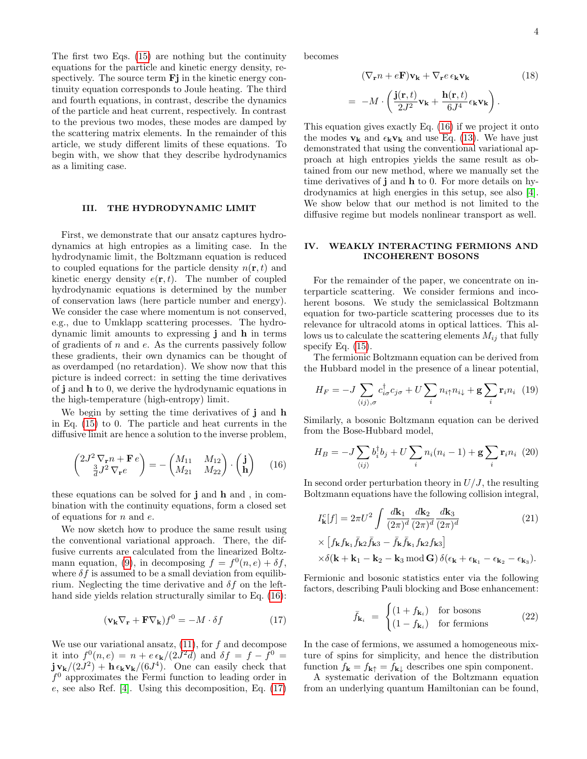The first two Eqs. (15) are nothing but the continuity equations for the particle and kinetic energy density, respectively. The source term $\mathbf{F}\mathbf{j}$ in the kinetic energy continuity equation corresponds to Joule heating. The third and fourth equations, in contrast, describe the dynamics of the particle and heat current, respectively. In contrast to the previous two modes, these modes are damped by the scattering matrix elements. In the remainder of this article, we study different limits of these equations. To begin with, we show that they describe hydrodynamics as a limiting case.

## III. THE HYDRODYNAMIC LIMIT

First, we demonstrate that our ansatz captures hydrodynamics at high entropies as a limiting case. In the hydrodynamic limit, the Boltzmann equation is reduced to coupled equations for the particle density $n(\mathbf{r}, t)$ and kinetic energy density $e(\mathbf{r}, t)$. The number of coupled hydrodynamic equations is determined by the number of conservation laws (here particle number and energy). We consider the case where momentum is not conserved, e.g., due to Umklapp scattering processes. The hydrodynamic limit amounts to expressing $\mathbf{j}$ and $\mathbf{h}$ in terms of gradients of $n$ and $e$. As the currents passively follow these gradients, their own dynamics can be thought of as overdamped (no retardation). We show now that this picture is indeed correct: in setting the time derivatives of $\mathbf{j}$ and $\mathbf{h}$ to 0, we derive the hydrodynamic equations in the high-temperature (high-entropy) limit.

We begin by setting the time derivatives of $\mathbf{j}$ and $\mathbf{h}$ in Eq. (15) to 0. The particle and heat currents in the diffusive limit are hence a solution to the inverse problem,

$$
\begin{pmatrix} 2J^2\,\nabla_{\mathbf{r}} n + \mathbf{F}\,e \\ \frac{3}{d}J^2\,\nabla_{\mathbf{r}} e \end{pmatrix} = -\begin{pmatrix} M_{11} & M_{12} \\ M_{21} & M_{22} \end{pmatrix} \cdot \begin{pmatrix} \mathbf{j} \\ \mathbf{h} \end{pmatrix} \tag{16}
$$

these equations can be solved for $\mathbf{j}$ and $\mathbf{h}$ and , in combination with the continuity equations, form a closed set of equations for $n$ and $e$.

We now sketch how to produce the same result using the conventional variational approach. There, the diffusive currents are calculated from the linearized Boltzmann equation, (9), in decomposing $f = f^0(n, e) + \delta f$, where $\delta f$ is assumed to be a small deviation from equilibrium. Neglecting the time derivative and $\delta f$ on the left-hand side yields relation structurally similar to Eq. (16):

$$
(\mathbf{v}_{\mathbf{k}}\nabla_{\mathbf{r}} + \mathbf{F}\nabla_{\mathbf{k}})f^0 = -M \cdot \delta f \tag{17}
$$

We use our variational ansatz, (11), for $f$ and decompose it into $f^0(n, e) = n + e\,\epsilon_{\mathbf{k}}/(2J^2 d)$ and $\delta f = f - f^0 = \mathbf{j}\,\mathbf{v}_{\mathbf{k}}/(2J^2) + \mathbf{h}\,\epsilon_{\mathbf{k}}\mathbf{v}_{\mathbf{k}}/(6J^4)$. One can easily check that $f^0$ approximates the Fermi function to leading order in $e$, see also Ref. [4]. Using this decomposition, Eq. (17) becomes

$$
\begin{aligned}
&(\nabla_{\mathbf{r}} n + e\mathbf{F})\mathbf{v}_{\mathbf{k}} + \nabla_{\mathbf{r}} e\,\epsilon_{\mathbf{k}}\mathbf{v}_{\mathbf{k}} \\
&= -M \cdot \left( \frac{\mathbf{j}(\mathbf{r}, t)}{2J^2}\mathbf{v}_{\mathbf{k}} + \frac{\mathbf{h}(\mathbf{r}, t)}{6J^4}\epsilon_{\mathbf{k}}\mathbf{v}_{\mathbf{k}} \right).
\end{aligned} \tag{18}
$$

This equation gives exactly Eq. (16) if we project it onto the modes $\mathbf{v}_{\mathbf{k}}$ and $\epsilon_{\mathbf{k}}\mathbf{v}_{\mathbf{k}}$ and use Eq. (13). We have just demonstrated that using the conventional variational approach at high entropies yields the same result as obtained from our new method, where we manually set the time derivatives of $\mathbf{j}$ and $\mathbf{h}$ to 0. For more details on hydrodynamics at high energies in this setup, see also [4]. We show below that our method is not limited to the diffusive regime but models nonlinear transport as well.

## IV. WEAKLY INTERACTING FERMIONS AND INCOHERENT BOSONS

For the remainder of the paper, we concentrate on interparticle scattering. We consider fermions and incoherent bosons. We study the semiclassical Boltzmann equation for two-particle scattering processes due to its relevance for ultracold atoms in optical lattices. This allows us to calculate the scattering elements $M_{ij}$ that fully specify Eq. (15).

The fermionic Boltzmann equation can be derived from the Hubbard model in the presence of a linear potential,

$$
H_F = -J\sum_{\langle ij\rangle,\sigma} c^\dagger_{i\sigma}c_{j\sigma} + U\sum_i n_{i\uparrow}n_{i\downarrow} + \mathbf{g}\sum_i \mathbf{r}_i n_i \tag{19}
$$

Similarly, a bosonic Boltzmann equation can be derived from the Bose-Hubbard model,

$$
H_B = -J\sum_{\langle ij\rangle} b^\dagger_i b_j + U\sum_i n_i(n_i - 1) + \mathbf{g}\sum_i \mathbf{r}_i n_i \tag{20}
$$

In second order perturbation theory in $U/J$, the resulting Boltzmann equations have the following collision integral,

$$
\begin{aligned}
I^c_{\mathbf{k}}[f] &= 2\pi U^2 \int \frac{d\mathbf{k}_1}{(2\pi)^d}\frac{d\mathbf{k}_2}{(2\pi)^d}\frac{d\mathbf{k}_3}{(2\pi)^d} \\
&\times \left[ f_{\mathbf{k}} f_{\mathbf{k}_1}\bar{f}_{\mathbf{k}2}\bar{f}_{\mathbf{k}3} - \bar{f}_{\mathbf{k}}\bar{f}_{\mathbf{k}_1} f_{\mathbf{k}2} f_{\mathbf{k}3} \right] \\
&\times \delta(\mathbf{k} + \mathbf{k}_1 - \mathbf{k}_2 - \mathbf{k}_3 \bmod \mathbf{G})\,\delta(\epsilon_{\mathbf{k}} + \epsilon_{\mathbf{k}_1} - \epsilon_{\mathbf{k}_2} - \epsilon_{\mathbf{k}_3}).
\end{aligned} \tag{21}
$$

Fermionic and bosonic statistics enter via the following factors, describing Pauli blocking and Bose enhancement:

$$
\bar{f}_{\mathbf{k}_i} = \begin{cases} (1 + f_{\mathbf{k}_i}) & \text{for bosons} \\ (1 - f_{\mathbf{k}_i}) & \text{for fermions} \end{cases} \tag{22}
$$

In the case of fermions, we assumed a homogeneous mixture of spins for simplicity, and hence the distribution function $f_{\mathbf{k}} = f_{\mathbf{k}\uparrow} = f_{\mathbf{k}\downarrow}$ describes one spin component.

A systematic derivation of the Boltzmann equation from an underlying quantum Hamiltonian can be found,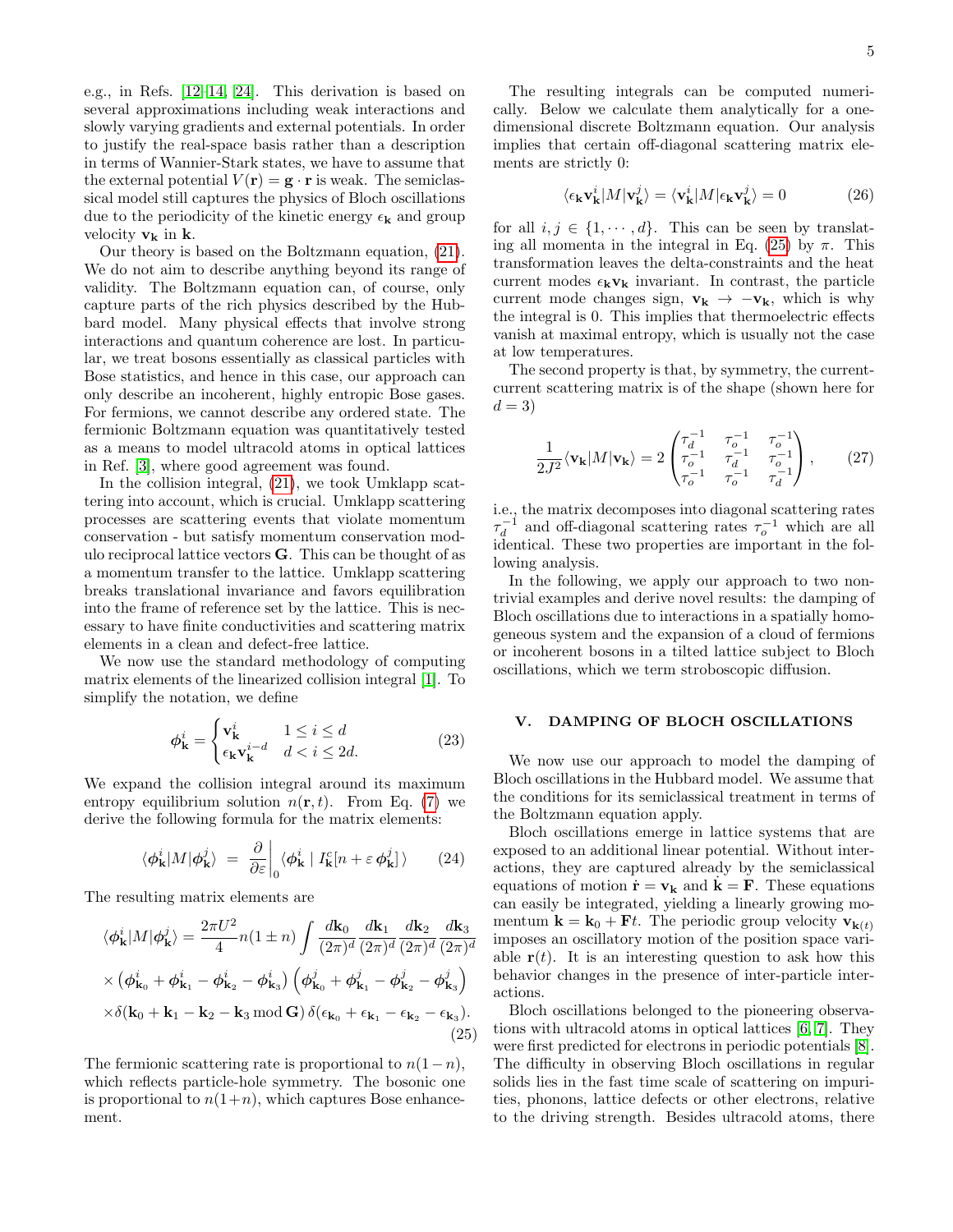e.g., in Refs. [12–14, 24]. This derivation is based on several approximations including weak interactions and slowly varying gradients and external potentials. In order to justify the real-space basis rather than a description in terms of Wannier-Stark states, we have to assume that the external potential $V(\mathbf{r}) = \mathbf{g} \cdot \mathbf{r}$ is weak. The semiclassical model still captures the physics of Bloch oscillations due to the periodicity of the kinetic energy $\epsilon_{\mathbf{k}}$ and group velocity $\mathbf{v}_{\mathbf{k}}$ in $\mathbf{k}$.

Our theory is based on the Boltzmann equation, (21). We do not aim to describe anything beyond its range of validity. The Boltzmann equation can, of course, only capture parts of the rich physics described by the Hubbard model. Many physical effects that involve strong interactions and quantum coherence are lost. In particular, we treat bosons essentially as classical particles with Bose statistics, and hence in this case, our approach can only describe an incoherent, highly entropic Bose gases. For fermions, we cannot describe any ordered state. The fermionic Boltzmann equation was quantitatively tested as a means to model ultracold atoms in optical lattices in Ref. [3], where good agreement was found.

In the collision integral, (21), we took Umklapp scattering into account, which is crucial. Umklapp scattering processes are scattering events that violate momentum conservation - but satisfy momentum conservation modulo reciprocal lattice vectors $\mathbf{G}$. This can be thought of as a momentum transfer to the lattice. Umklapp scattering breaks translational invariance and favors equilibration into the frame of reference set by the lattice. This is necessary to have finite conductivities and scattering matrix elements in a clean and defect-free lattice.

We now use the standard methodology of computing matrix elements of the linearized collision integral [1]. To simplify the notation, we define

$$\phi^i_{\mathbf{k}} = \begin{cases} \mathbf{v}^i_{\mathbf{k}} & 1 \le i \le d \\ \epsilon_{\mathbf{k}} \mathbf{v}^{i-d}_{\mathbf{k}} & d < i \le 2d. \end{cases} \tag{23}$$

We expand the collision integral around its maximum entropy equilibrium solution $n(\mathbf{r}, t)$. From Eq. (7) we derive the following formula for the matrix elements:

$$\langle \phi^i_{\mathbf{k}} | M | \phi^j_{\mathbf{k}} \rangle \;=\; \frac{\partial}{\partial \varepsilon}\bigg|_0 \langle \phi^i_{\mathbf{k}} \mid I^c_{\mathbf{k}}[n + \varepsilon\, \phi^j_{\mathbf{k}}] \rangle \tag{24}$$

The resulting matrix elements are

$$\begin{aligned} \langle \phi^i_{\mathbf{k}} | M | \phi^j_{\mathbf{k}} \rangle = {} & \frac{2\pi U^2}{4} n(1 \pm n) \int \frac{d\mathbf{k}_0}{(2\pi)^d} \frac{d\mathbf{k}_1}{(2\pi)^d} \frac{d\mathbf{k}_2}{(2\pi)^d} \frac{d\mathbf{k}_3}{(2\pi)^d} \\ & \times \left( \phi^i_{\mathbf{k}_0} + \phi^i_{\mathbf{k}_1} - \phi^i_{\mathbf{k}_2} - \phi^i_{\mathbf{k}_3} \right) \left( \phi^j_{\mathbf{k}_0} + \phi^j_{\mathbf{k}_1} - \phi^j_{\mathbf{k}_2} - \phi^j_{\mathbf{k}_3} \right) \\ & \times \delta(\mathbf{k}_0 + \mathbf{k}_1 - \mathbf{k}_2 - \mathbf{k}_3 \bmod \mathbf{G})\, \delta(\epsilon_{\mathbf{k}_0} + \epsilon_{\mathbf{k}_1} - \epsilon_{\mathbf{k}_2} - \epsilon_{\mathbf{k}_3}). \end{aligned} \tag{25}$$

The fermionic scattering rate is proportional to $n(1-n)$, which reflects particle-hole symmetry. The bosonic one is proportional to $n(1+n)$, which captures Bose enhancement.

The resulting integrals can be computed numerically. Below we calculate them analytically for a one-dimensional discrete Boltzmann equation. Our analysis implies that certain off-diagonal scattering matrix elements are strictly 0:

$$\langle \epsilon_{\mathbf{k}} \mathbf{v}^i_{\mathbf{k}} | M | \mathbf{v}^j_{\mathbf{k}} \rangle = \langle \mathbf{v}^i_{\mathbf{k}} | M | \epsilon_{\mathbf{k}} \mathbf{v}^j_{\mathbf{k}} \rangle = 0 \tag{26}$$

for all $i, j \in \{1, \cdots, d\}$. This can be seen by translating all momenta in the integral in Eq. (25) by $\pi$. This transformation leaves the delta-constraints and the heat current modes $\epsilon_{\mathbf{k}} \mathbf{v}_{\mathbf{k}}$ invariant. In contrast, the particle current mode changes sign, $\mathbf{v}_{\mathbf{k}} \to -\mathbf{v}_{\mathbf{k}}$, which is why the integral is 0. This implies that thermoelectric effects vanish at maximal entropy, which is usually not the case at low temperatures.

The second property is that, by symmetry, the current-current scattering matrix is of the shape (shown here for $d = 3$)

$$\frac{1}{2J^2} \langle \mathbf{v}_{\mathbf{k}} | M | \mathbf{v}_{\mathbf{k}} \rangle = 2 \begin{pmatrix} \tau_d^{-1} & \tau_o^{-1} & \tau_o^{-1} \\ \tau_o^{-1} & \tau_d^{-1} & \tau_o^{-1} \\ \tau_o^{-1} & \tau_o^{-1} & \tau_d^{-1} \end{pmatrix}, \tag{27}$$

i.e., the matrix decomposes into diagonal scattering rates $\tau_d^{-1}$ and off-diagonal scattering rates $\tau_o^{-1}$ which are all identical. These two properties are important in the following analysis.

In the following, we apply our approach to two non-trivial examples and derive novel results: the damping of Bloch oscillations due to interactions in a spatially homogeneous system and the expansion of a cloud of fermions or incoherent bosons in a tilted lattice subject to Bloch oscillations, which we term stroboscopic diffusion.

## V. DAMPING OF BLOCH OSCILLATIONS

We now use our approach to model the damping of Bloch oscillations in the Hubbard model. We assume that the conditions for its semiclassical treatment in terms of the Boltzmann equation apply.

Bloch oscillations emerge in lattice systems that are exposed to an additional linear potential. Without interactions, they are captured already by the semiclassical equations of motion $\dot{\mathbf{r}} = \mathbf{v}_{\mathbf{k}}$ and $\dot{\mathbf{k}} = \mathbf{F}$. These equations can easily be integrated, yielding a linearly growing momentum $\mathbf{k} = \mathbf{k}_0 + \mathbf{F}t$. The periodic group velocity $\mathbf{v}_{\mathbf{k}(t)}$ imposes an oscillatory motion of the position space variable $\mathbf{r}(t)$. It is an interesting question to ask how this behavior changes in the presence of inter-particle interactions.

Bloch oscillations belonged to the pioneering observations with ultracold atoms in optical lattices [6, 7]. They were first predicted for electrons in periodic potentials [8]. The difficulty in observing Bloch oscillations in regular solids lies in the fast time scale of scattering on impurities, phonons, lattice defects or other electrons, relative to the driving strength. Besides ultracold atoms, there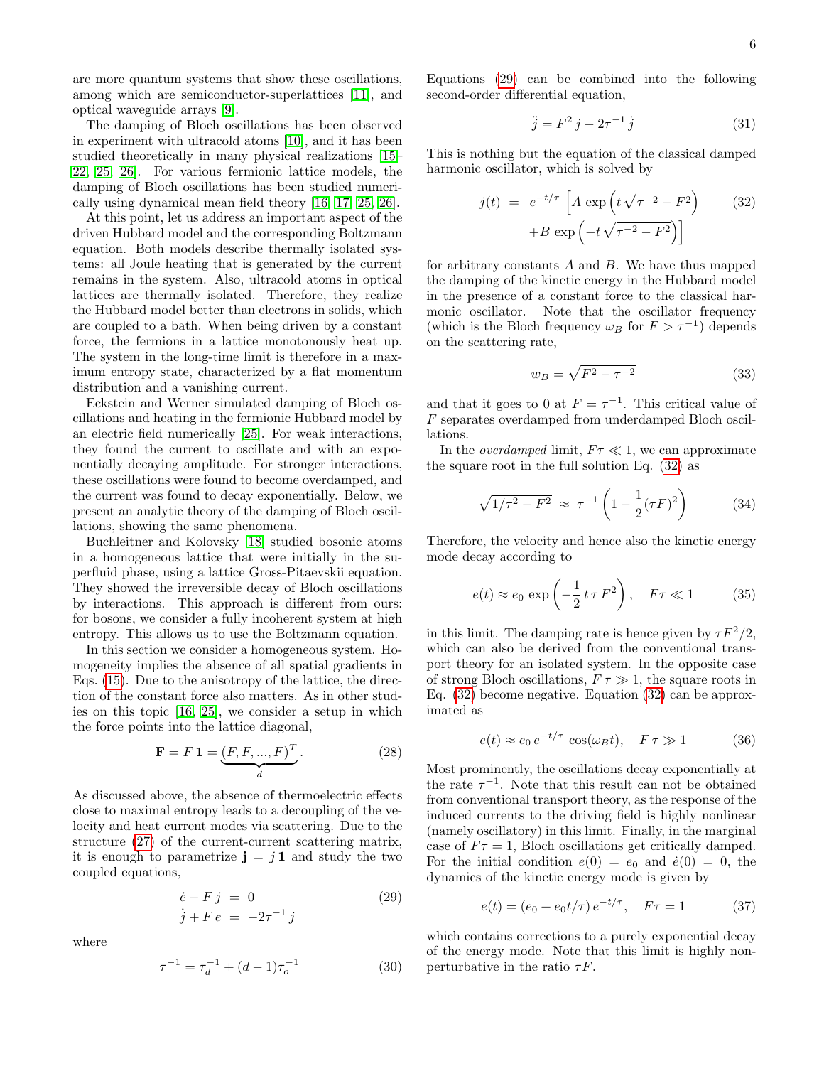are more quantum systems that show these oscillations, among which are semiconductor-superlattices [11], and optical waveguide arrays [9].

The damping of Bloch oscillations has been observed in experiment with ultracold atoms [10], and it has been studied theoretically in many physical realizations [15–22, 25, 26]. For various fermionic lattice models, the damping of Bloch oscillations has been studied numerically using dynamical mean field theory [16, 17, 25, 26].

At this point, let us address an important aspect of the driven Hubbard model and the corresponding Boltzmann equation. Both models describe thermally isolated systems: all Joule heating that is generated by the current remains in the system. Also, ultracold atoms in optical lattices are thermally isolated. Therefore, they realize the Hubbard model better than electrons in solids, which are coupled to a bath. When being driven by a constant force, the fermions in a lattice monotonously heat up. The system in the long-time limit is therefore in a maximum entropy state, characterized by a flat momentum distribution and a vanishing current.

Eckstein and Werner simulated damping of Bloch oscillations and heating in the fermionic Hubbard model by an electric field numerically [25]. For weak interactions, they found the current to oscillate and with an exponentially decaying amplitude. For stronger interactions, these oscillations were found to become overdamped, and the current was found to decay exponentially. Below, we present an analytic theory of the damping of Bloch oscillations, showing the same phenomena.

Buchleitner and Kolovsky [18] studied bosonic atoms in a homogeneous lattice that were initially in the superfluid phase, using a lattice Gross-Pitaevskii equation. They showed the irreversible decay of Bloch oscillations by interactions. This approach is different from ours: for bosons, we consider a fully incoherent system at high entropy. This allows us to use the Boltzmann equation.

In this section we consider a homogeneous system. Homogeneity implies the absence of all spatial gradients in Eqs. (15). Due to the anisotropy of the lattice, the direction of the constant force also matters. As in other studies on this topic [16, 25], we consider a setup in which the force points into the lattice diagonal,

$$\mathbf{F} = F\,\mathbf{1} = \underbrace{(F, F, ..., F)^T}_{d}. \tag{28}$$

As discussed above, the absence of thermoelectric effects close to maximal entropy leads to a decoupling of the velocity and heat current modes via scattering. Due to the structure (27) of the current-current scattering matrix, it is enough to parametrize $\mathbf{j} = j\,\mathbf{1}$ and study the two coupled equations,

$$\begin{aligned} \dot{e} - F\,j &= 0 \\ \dot{j} + F\,e &= -2\tau^{-1}\,j \end{aligned} \tag{29}$$

where

$$\tau^{-1} = \tau_d^{-1} + (d-1)\tau_o^{-1} \tag{30}$$

Equations (29) can be combined into the following second-order differential equation,

$$\ddot{j} = F^2\,j - 2\tau^{-1}\,\dot{j} \tag{31}$$

This is nothing but the equation of the classical damped harmonic oscillator, which is solved by

$$\begin{aligned} j(t) \;=\; & e^{-t/\tau}\left[A\,\exp\left(t\sqrt{\tau^{-2}-F^2}\right)\right. \\ & \left. +B\,\exp\left(-t\sqrt{\tau^{-2}-F^2}\right)\right] \end{aligned} \tag{32}$$

for arbitrary constants $A$ and $B$. We have thus mapped the damping of the kinetic energy in the Hubbard model in the presence of a constant force to the classical harmonic oscillator. Note that the oscillator frequency (which is the Bloch frequency $\omega_B$ for $F > \tau^{-1}$) depends on the scattering rate,

$$w_B = \sqrt{F^2 - \tau^{-2}} \tag{33}$$

and that it goes to 0 at $F = \tau^{-1}$. This critical value of $F$ separates overdamped from underdamped Bloch oscillations.

In the *overdamped* limit, $F\tau \ll 1$, we can approximate the square root in the full solution Eq. (32) as

$$\sqrt{1/\tau^2 - F^2} \;\approx\; \tau^{-1}\left(1 - \frac{1}{2}(\tau F)^2\right) \tag{34}$$

Therefore, the velocity and hence also the kinetic energy mode decay according to

$$e(t) \approx e_0\,\exp\left(-\frac{1}{2}\,t\,\tau\,F^2\right), \quad F\tau \ll 1 \tag{35}$$

in this limit. The damping rate is hence given by $\tau F^2/2$, which can also be derived from the conventional transport theory for an isolated system. In the opposite case of strong Bloch oscillations, $F\,\tau \gg 1$, the square roots in Eq. (32) become negative. Equation (32) can be approximated as

$$e(t) \approx e_0\,e^{-t/\tau}\,\cos(\omega_B t), \quad F\,\tau \gg 1 \tag{36}$$

Most prominently, the oscillations decay exponentially at the rate $\tau^{-1}$. Note that this result can not be obtained from conventional transport theory, as the response of the induced currents to the driving field is highly nonlinear (namely oscillatory) in this limit. Finally, in the marginal case of $F\tau = 1$, Bloch oscillations get critically damped. For the initial condition $e(0) = e_0$ and $\dot{e}(0) = 0$, the dynamics of the kinetic energy mode is given by

$$e(t) = (e_0 + e_0 t/\tau)\,e^{-t/\tau}, \quad F\tau = 1 \tag{37}$$

which contains corrections to a purely exponential decay of the energy mode. Note that this limit is highly nonperturbative in the ratio $\tau F$.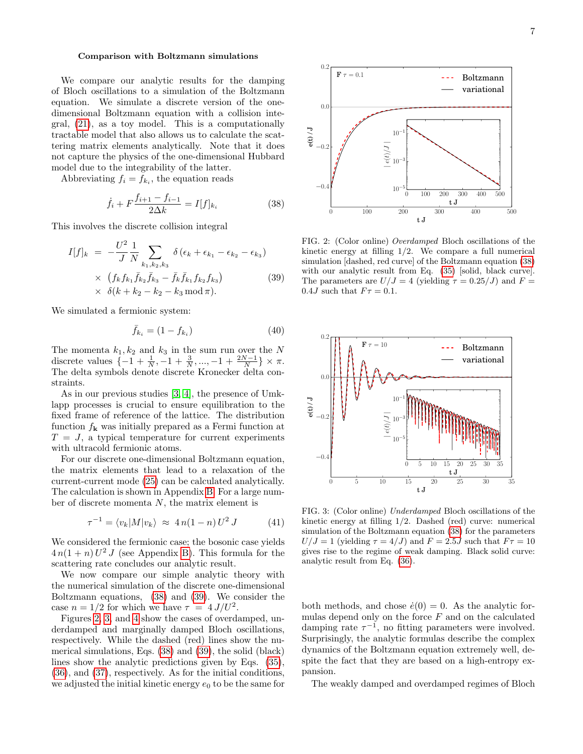**Comparison with Boltzmann simulations**

We compare our analytic results for the damping of Bloch oscillations to a simulation of the Boltzmann equation. We simulate a discrete version of the one-dimensional Boltzmann equation with a collision integral, (21), as a toy model. This is a computationally tractable model that also allows us to calculate the scattering matrix elements analytically. Note that it does not capture the physics of the one-dimensional Hubbard model due to the integrability of the latter.

Abbreviating $f_i = f_{k_i}$, the equation reads

$$\dot{f}_i + F\frac{f_{i+1} - f_{i-1}}{2\Delta k} = I[f]_{k_i} \tag{38}$$

This involves the discrete collision integral

$$\begin{aligned} I[f]_k &= -\frac{U^2}{J}\frac{1}{N}\sum_{k_1,k_2,k_3} \delta\left(\epsilon_k + \epsilon_{k_1} - \epsilon_{k_2} - \epsilon_{k_3}\right) \\ &\times \left(f_k f_{k_1} \bar{f}_{k_2} \bar{f}_{k_3} - \bar{f}_k \bar{f}_{k_1} f_{k_2} f_{k_3}\right) \\ &\times \delta(k + k_2 - k_2 - k_3 \bmod \pi). \end{aligned} \tag{39}$$

We simulated a fermionic system:

$$\bar{f}_{k_i} = (1 - f_{k_i}) \tag{40}$$

The momenta $k_1, k_2$ and $k_3$ in the sum run over the $N$ discrete values $\{-1 + \frac{1}{N}, -1 + \frac{3}{N}, ..., -1 + \frac{2N-1}{N}\} \times \pi$. The delta symbols denote discrete Kronecker delta constraints.

As in our previous studies [3, 4], the presence of Umklapp processes is crucial to ensure equilibration to the fixed frame of reference of the lattice. The distribution function $f_{\mathbf{k}}$ was initially prepared as a Fermi function at $T = J$, a typical temperature for current experiments with ultracold fermionic atoms.

For our discrete one-dimensional Boltzmann equation, the matrix elements that lead to a relaxation of the current-current mode (25) can be calculated analytically. The calculation is shown in Appendix B. For a large number of discrete momenta $N$, the matrix element is

$$\tau^{-1} = \langle v_k|M|v_k\rangle \approx 4\,n(1-n)\,U^2\,J \tag{41}$$

We considered the fermionic case; the bosonic case yields $4\,n(1+n)\,U^2\,J$ (see Appendix B). This formula for the scattering rate concludes our analytic result.

We now compare our simple analytic theory with the numerical simulation of the discrete one-dimensional Boltzmann equations, (38) and (39). We consider the case $n = 1/2$ for which we have $\tau = 4\,J/U^2$.

Figures 2, 3, and 4 show the cases of overdamped, underdamped and marginally damped Bloch oscillations, respectively. While the dashed (red) lines show the numerical simulations, Eqs. (38) and (39), the solid (black) lines show the analytic predictions given by Eqs. (35), (36), and (37), respectively. As for the initial conditions, we adjusted the initial kinetic energy $e_0$ to be the same for both methods, and chose $\dot{e}(0) = 0$. As the analytic formulas depend only on the force $F$ and on the calculated damping rate $\tau^{-1}$, no fitting parameters were involved. Surprisingly, the analytic formulas describe the complex dynamics of the Boltzmann equation extremely well, despite the fact that they are based on a high-entropy expansion.

The weakly damped and overdamped regimes of Bloch

FIG. 2: (Color online) *Overdamped* Bloch oscillations of the kinetic energy at filling 1/2. We compare a full numerical simulation [dashed, red curve] of the Boltzmann equation (38) with our analytic result from Eq. (35) [solid, black curve]. The parameters are $U/J = 4$ (yielding $\tau = 0.25/J$) and $F = 0.4J$ such that $F\tau = 0.1$.

FIG. 3: (Color online) *Underdamped* Bloch oscillations of the kinetic energy at filling 1/2. Dashed (red) curve: numerical simulation of the Boltzmann equation (38) for the parameters $U/J = 1$ (yielding $\tau = 4/J$) and $F = 2.5J$ such that $F\tau = 10$ gives rise to the regime of weak damping. Black solid curve: analytic result from Eq. (36).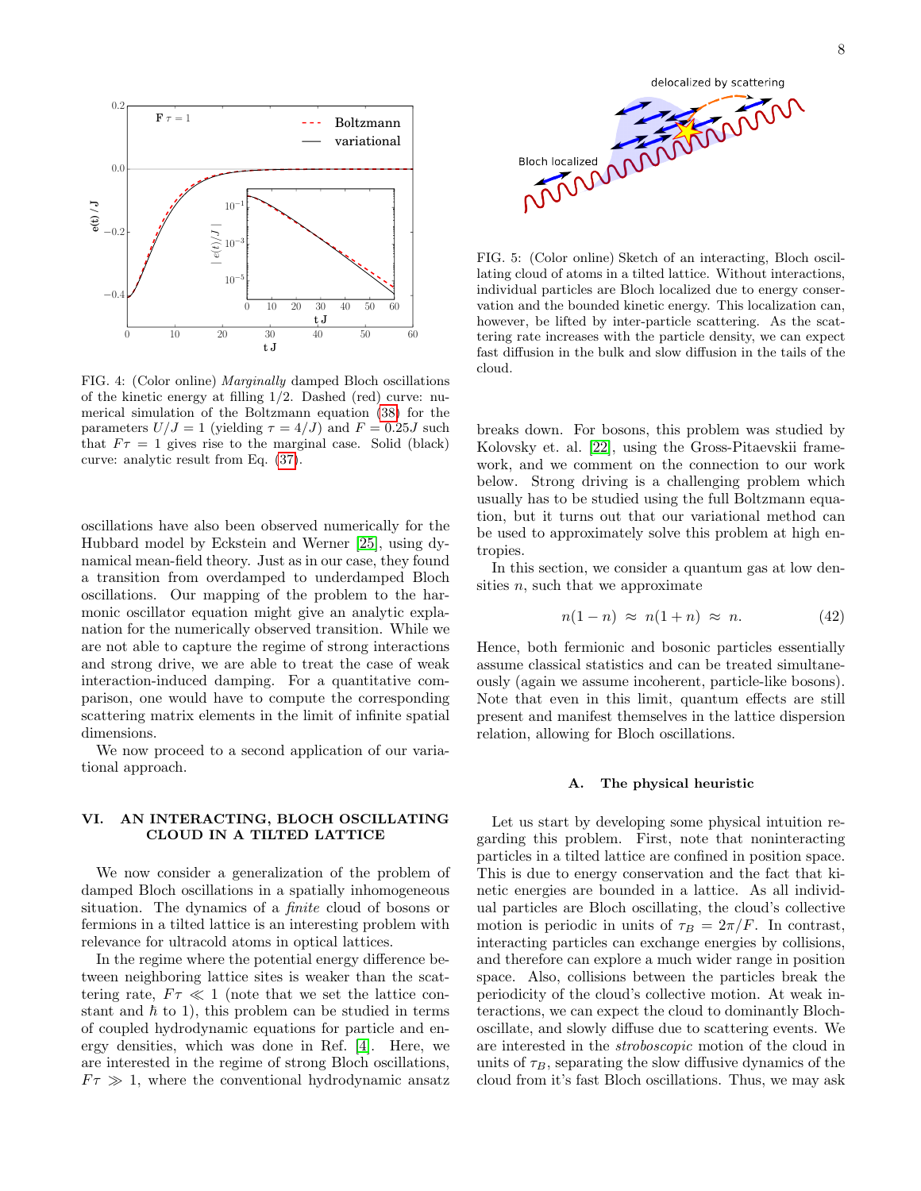FIG. 4: (Color online) *Marginally* damped Bloch oscillations of the kinetic energy at filling 1/2. Dashed (red) curve: numerical simulation of the Boltzmann equation (38) for the parameters $U/J = 1$ (yielding $\tau = 4/J$) and $F = 0.25J$ such that $F\tau = 1$ gives rise to the marginal case. Solid (black) curve: analytic result from Eq. (37).

oscillations have also been observed numerically for the Hubbard model by Eckstein and Werner [25], using dynamical mean-field theory. Just as in our case, they found a transition from overdamped to underdamped Bloch oscillations. Our mapping of the problem to the harmonic oscillator equation might give an analytic explanation for the numerically observed transition. While we are not able to capture the regime of strong interactions and strong drive, we are able to treat the case of weak interaction-induced damping. For a quantitative comparison, one would have to compute the corresponding scattering matrix elements in the limit of infinite spatial dimensions.

We now proceed to a second application of our variational approach.

## VI. AN INTERACTING, BLOCH OSCILLATING CLOUD IN A TILTED LATTICE

We now consider a generalization of the problem of damped Bloch oscillations in a spatially inhomogeneous situation. The dynamics of a *finite* cloud of bosons or fermions in a tilted lattice is an interesting problem with relevance for ultracold atoms in optical lattices.

In the regime where the potential energy difference between neighboring lattice sites is weaker than the scattering rate, $F\tau \ll 1$ (note that we set the lattice constant and $\hbar$ to 1), this problem can be studied in terms of coupled hydrodynamic equations for particle and energy densities, which was done in Ref. [4]. Here, we are interested in the regime of strong Bloch oscillations, $F\tau \gg 1$, where the conventional hydrodynamic ansatz breaks down. For bosons, this problem was studied by Kolovsky et. al. [22], using the Gross-Pitaevskii framework, and we comment on the connection to our work below. Strong driving is a challenging problem which usually has to be studied using the full Boltzmann equation, but it turns out that our variational method can be used to approximately solve this problem at high entropies.

FIG. 5: (Color online) Sketch of an interacting, Bloch oscillating cloud of atoms in a tilted lattice. Without interactions, individual particles are Bloch localized due to energy conservation and the bounded kinetic energy. This localization can, however, be lifted by inter-particle scattering. As the scattering rate increases with the particle density, we can expect fast diffusion in the bulk and slow diffusion in the tails of the cloud.

In this section, we consider a quantum gas at low densities $n$, such that we approximate

$$n(1-n) \;\approx\; n(1+n) \;\approx\; n. \qquad (42)$$

Hence, both fermionic and bosonic particles essentially assume classical statistics and can be treated simultaneously (again we assume incoherent, particle-like bosons). Note that even in this limit, quantum effects are still present and manifest themselves in the lattice dispersion relation, allowing for Bloch oscillations.

### A. The physical heuristic

Let us start by developing some physical intuition regarding this problem. First, note that noninteracting particles in a tilted lattice are confined in position space. This is due to energy conservation and the fact that kinetic energies are bounded in a lattice. As all individual particles are Bloch oscillating, the cloud's collective motion is periodic in units of $\tau_B = 2\pi/F$. In contrast, interacting particles can exchange energies by collisions, and therefore can explore a much wider range in position space. Also, collisions between the particles break the periodicity of the cloud's collective motion. At weak interactions, we can expect the cloud to dominantly Bloch-oscillate, and slowly diffuse due to scattering events. We are interested in the *stroboscopic* motion of the cloud in units of $\tau_B$, separating the slow diffusive dynamics of the cloud from it's fast Bloch oscillations. Thus, we may ask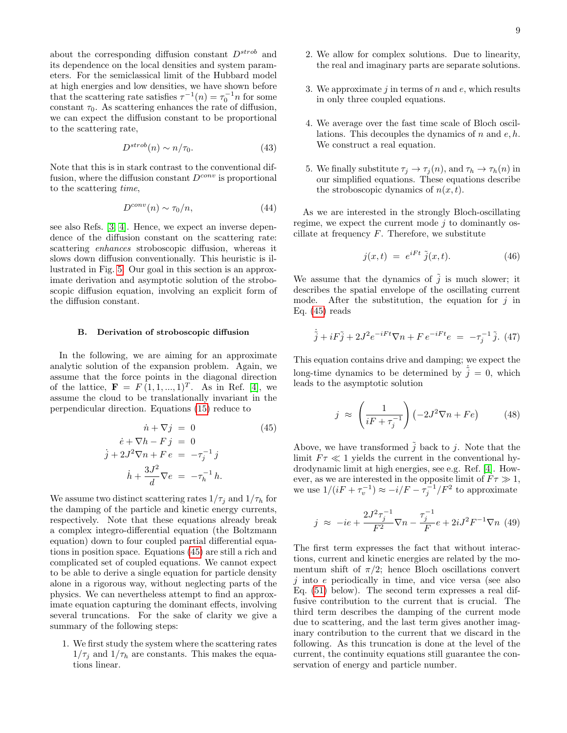about the corresponding diffusion constant $D^{strob}$ and its dependence on the local densities and system parameters. For the semiclassical limit of the Hubbard model at high energies and low densities, we have shown before that the scattering rate satisfies $\tau^{-1}(n) = \tau_0^{-1} n$ for some constant $\tau_0$. As scattering enhances the rate of diffusion, we can expect the diffusion constant to be proportional to the scattering rate,

$$D^{strob}(n) \sim n/\tau_0. \tag{43}$$

Note that this is in stark contrast to the conventional diffusion, where the diffusion constant $D^{conv}$ is proportional to the scattering *time*,

$$D^{conv}(n) \sim \tau_0/n, \tag{44}$$

see also Refs. [3, 4]. Hence, we expect an inverse dependence of the diffusion constant on the scattering rate: scattering *enhances* stroboscopic diffusion, whereas it slows down diffusion conventionally. This heuristic is illustrated in Fig. 5. Our goal in this section is an approximate derivation and asymptotic solution of the stroboscopic diffusion equation, involving an explicit form of the diffusion constant.

### B. Derivation of stroboscopic diffusion

In the following, we are aiming for an approximate analytic solution of the expansion problem. Again, we assume that the force points in the diagonal direction of the lattice, $\mathbf{F} = F\,(1,1,...,1)^T$. As in Ref. [4], we assume the cloud to be translationally invariant in the perpendicular direction. Equations (15) reduce to

$$\begin{aligned}
\dot{n} + \nabla j &= 0 \\
\dot{e} + \nabla h - F\,j &= 0 \\
\dot{j} + 2J^2 \nabla n + F\,e &= -\tau_j^{-1}\,j \\
\dot{h} + \frac{3J^2}{d}\nabla e &= -\tau_h^{-1}\,h.
\end{aligned} \tag{45}$$

We assume two distinct scattering rates $1/\tau_j$ and $1/\tau_h$ for the damping of the particle and kinetic energy currents, respectively. Note that these equations already break a complex integro-differential equation (the Boltzmann equation) down to four coupled partial differential equations in position space. Equations (45) are still a rich and complicated set of coupled equations. We cannot expect to be able to derive a single equation for particle density alone in a rigorous way, without neglecting parts of the physics. We can nevertheless attempt to find an approximate equation capturing the dominant effects, involving several truncations. For the sake of clarity we give a summary of the following steps:

1. We first study the system where the scattering rates $1/\tau_j$ and $1/\tau_h$ are constants. This makes the equations linear.

2. We allow for complex solutions. Due to linearity, the real and imaginary parts are separate solutions.

3. We approximate $j$ in terms of $n$ and $e$, which results in only three coupled equations.

4. We average over the fast time scale of Bloch oscillations. This decouples the dynamics of $n$ and $e, h$. We construct a real equation.

5. We finally substitute $\tau_j \to \tau_j(n)$, and $\tau_h \to \tau_h(n)$ in our simplified equations. These equations describe the stroboscopic dynamics of $n(x,t)$.

As we are interested in the strongly Bloch-oscillating regime, we expect the current mode $j$ to dominantly oscillate at frequency $F$. Therefore, we substitute

$$j(x,t) \;=\; e^{iFt}\,\tilde{j}(x,t). \tag{46}$$

We assume that the dynamics of $\tilde{j}$ is much slower; it describes the spatial envelope of the oscillating current mode. After the substitution, the equation for $j$ in Eq. (45) reads

$$\dot{\tilde{j}} + iF\tilde{j} + 2J^2 e^{-iFt}\nabla n + F\,e^{-iFt} e \;=\; -\tau_j^{-1}\,\tilde{j}. \tag{47}$$

This equation contains drive and damping; we expect the long-time dynamics to be determined by $\dot{\tilde{j}} = 0$, which leads to the asymptotic solution

$$j \;\approx\; \left(\frac{1}{iF + \tau_j^{-1}}\right)\left(-2J^2\nabla n + Fe\right) \tag{48}$$

Above, we have transformed $\tilde{j}$ back to $j$. Note that the limit $F\tau \ll 1$ yields the current in the conventional hydrodynamic limit at high energies, see e.g. Ref. [4]. However, as we are interested in the opposite limit of $F\tau \gg 1$, we use $1/(iF + \tau_v^{-1}) \approx -i/F - \tau_j^{-1}/F^2$ to approximate

$$j \;\approx\; -ie + \frac{2J^2\tau_j^{-1}}{F^2}\nabla n - \frac{\tau_j^{-1}}{F}e + 2iJ^2F^{-1}\nabla n \tag{49}$$

The first term expresses the fact that without interactions, current and kinetic energies are related by the momentum shift of $\pi/2$; hence Bloch oscillations convert $j$ into $e$ periodically in time, and vice versa (see also Eq. (51) below). The second term expresses a real diffusive contribution to the current that is crucial. The third term describes the damping of the current mode due to scattering, and the last term gives another imaginary contribution to the current that we discard in the following. As this truncation is done at the level of the current, the continuity equations still guarantee the conservation of energy and particle number.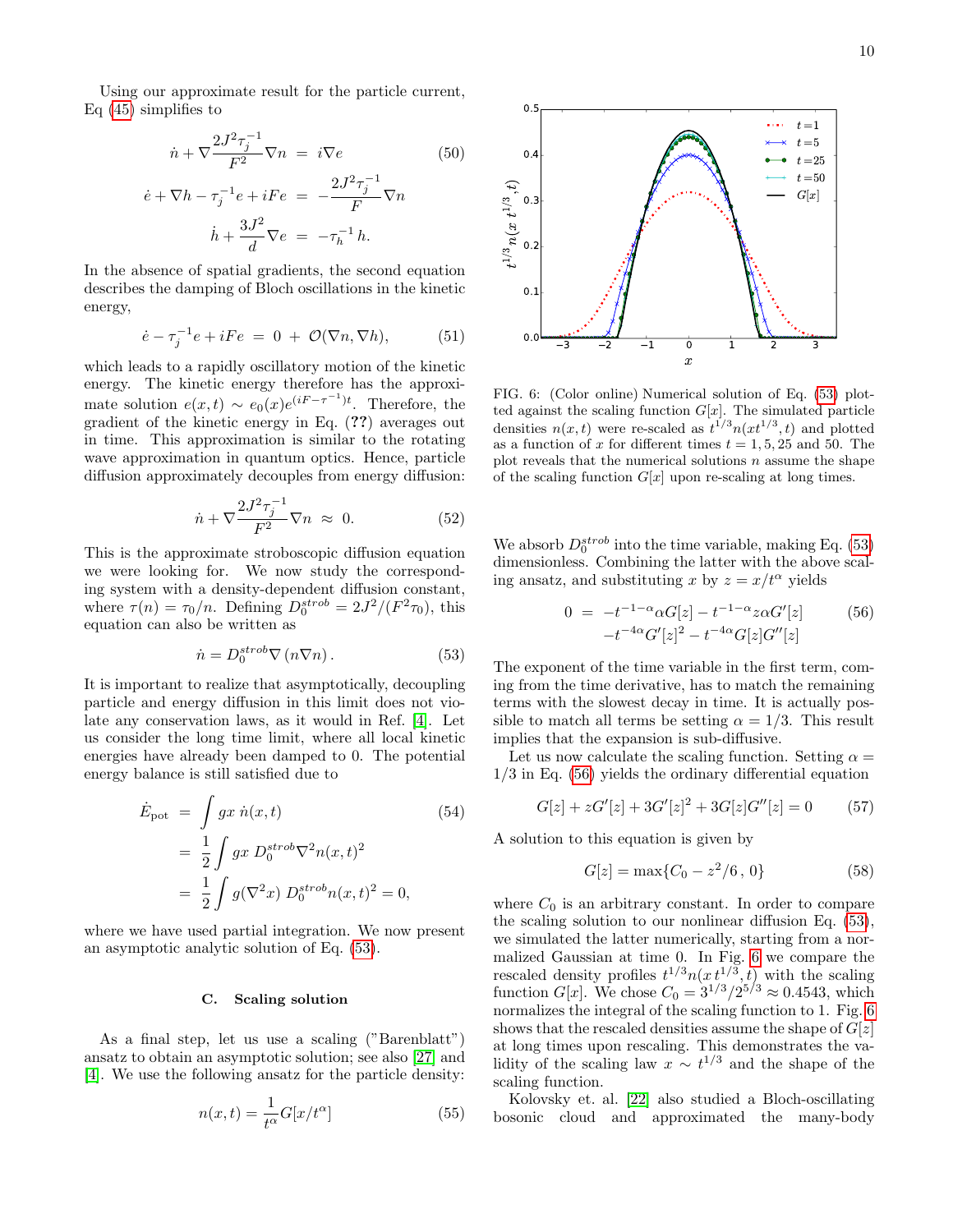Using our approximate result for the particle current, Eq (45) simplifies to

$$
\begin{aligned}
\dot{n} + \nabla \frac{2J^2\tau_j^{-1}}{F^2} \nabla n &= i\nabla e \qquad (50)\\
\dot{e} + \nabla h - \tau_j^{-1} e + iFe &= -\frac{2J^2\tau_j^{-1}}{F} \nabla n \\
\dot{h} + \frac{3J^2}{d} \nabla e &= -\tau_h^{-1} h.
\end{aligned}
$$

In the absence of spatial gradients, the second equation describes the damping of Bloch oscillations in the kinetic energy,

$$
\dot{e} - \tau_j^{-1} e + iFe \;=\; 0 \;+\; \mathcal{O}(\nabla n, \nabla h), \qquad (51)
$$

which leads to a rapidly oscillatory motion of the kinetic energy. The kinetic energy therefore has the approximate solution $e(x,t) \sim e_0(x) e^{(iF - \tau^{-1})t}$. Therefore, the gradient of the kinetic energy in Eq. (**??**) averages out in time. This approximation is similar to the rotating wave approximation in quantum optics. Hence, particle diffusion approximately decouples from energy diffusion:

$$
\dot{n} + \nabla \frac{2J^2\tau_j^{-1}}{F^2} \nabla n \;\approx\; 0. \qquad (52)
$$

This is the approximate stroboscopic diffusion equation we were looking for. We now study the corresponding system with a density-dependent diffusion constant, where $\tau(n) = \tau_0/n$. Defining $D_0^{strob} = 2J^2/(F^2\tau_0)$, this equation can also be written as

$$
\dot{n} = D_0^{strob} \nabla \left( n \nabla n \right). \qquad (53)
$$

It is important to realize that asymptotically, decoupling particle and energy diffusion in this limit does not violate any conservation laws, as it would in Ref. [4]. Let us consider the long time limit, where all local kinetic energies have already been damped to 0. The potential energy balance is still satisfied due to

$$
\begin{aligned}
\dot{E}_{\text{pot}} &= \int gx\, \dot{n}(x,t) \qquad (54)\\
&= \frac{1}{2} \int gx\; D_0^{strob} \nabla^2 n(x,t)^2 \\
&= \frac{1}{2} \int g(\nabla^2 x)\; D_0^{strob} n(x,t)^2 = 0,
\end{aligned}
$$

where we have used partial integration. We now present an asymptotic analytic solution of Eq. (53).

### C. Scaling solution

As a final step, let us use a scaling ("Barenblatt") ansatz to obtain an asymptotic solution; see also [27] and [4]. We use the following ansatz for the particle density:

$$
n(x,t) = \frac{1}{t^\alpha} G[x/t^\alpha] \qquad (55)
$$

FIG. 6: (Color online) Numerical solution of Eq. (53) plotted against the scaling function $G[x]$. The simulated particle densities $n(x,t)$ were re-scaled as $t^{1/3} n(xt^{1/3}, t)$ and plotted as a function of $x$ for different times $t = 1, 5, 25$ and 50. The plot reveals that the numerical solutions $n$ assume the shape of the scaling function $G[x]$ upon re-scaling at long times.

We absorb $D_0^{strob}$ into the time variable, making Eq. (53) dimensionless. Combining the latter with the above scaling ansatz, and substituting $x$ by $z = x/t^\alpha$ yields

$$
\begin{aligned}
0 \;=\; & -t^{-1-\alpha}\alpha G[z] - t^{-1-\alpha} z\alpha G'[z] \qquad (56)\\
& -t^{-4\alpha} G'[z]^2 - t^{-4\alpha} G[z] G''[z]
\end{aligned}
$$

The exponent of the time variable in the first term, coming from the time derivative, has to match the remaining terms with the slowest decay in time. It is actually possible to match all terms be setting $\alpha = 1/3$. This result implies that the expansion is sub-diffusive.

Let us now calculate the scaling function. Setting $\alpha = 1/3$ in Eq. (56) yields the ordinary differential equation

$$
G[z] + zG'[z] + 3G'[z]^2 + 3G[z]G''[z] = 0 \qquad (57)
$$

A solution to this equation is given by

$$
G[z] = \max\{C_0 - z^2/6\,,\, 0\} \qquad (58)
$$

where $C_0$ is an arbitrary constant. In order to compare the scaling solution to our nonlinear diffusion Eq. (53), we simulated the latter numerically, starting from a normalized Gaussian at time 0. In Fig. 6 we compare the rescaled density profiles $t^{1/3} n(x\, t^{1/3}, t)$ with the scaling function $G[x]$. We chose $C_0 = 3^{1/3}/2^{5/3} \approx 0.4543$, which normalizes the integral of the scaling function to 1. Fig. 6 shows that the rescaled densities assume the shape of $G[z]$ at long times upon rescaling. This demonstrates the validity of the scaling law $x \sim t^{1/3}$ and the shape of the scaling function.

Kolovsky et. al. [22] also studied a Bloch-oscillating bosonic cloud and approximated the many-body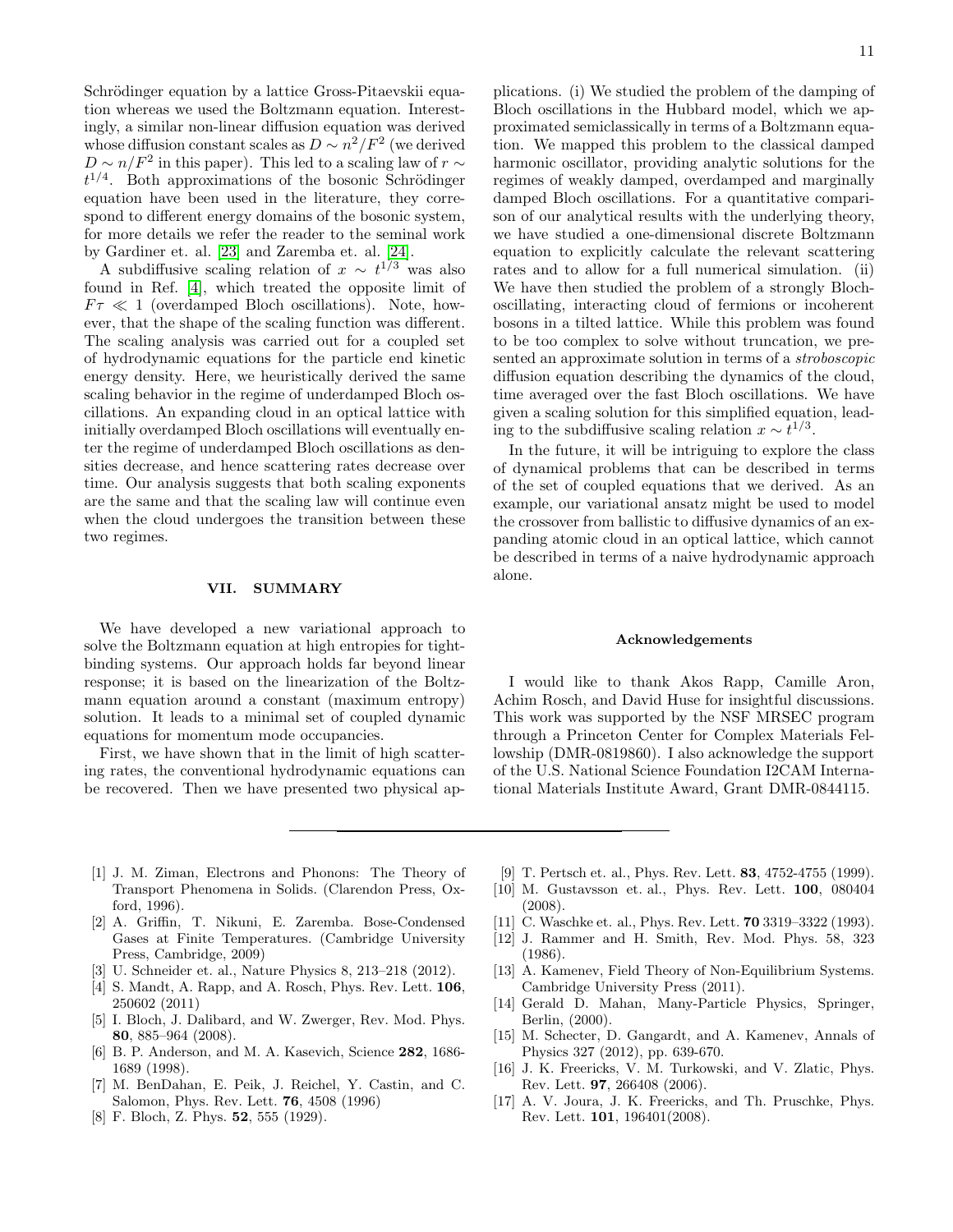Schrödinger equation by a lattice Gross-Pitaevskii equation whereas we used the Boltzmann equation. Interestingly, a similar non-linear diffusion equation was derived whose diffusion constant scales as $D \sim n^2/F^2$ (we derived $D \sim n/F^2$ in this paper). This led to a scaling law of $r \sim t^{1/4}$. Both approximations of the bosonic Schrödinger equation have been used in the literature, they correspond to different energy domains of the bosonic system, for more details we refer the reader to the seminal work by Gardiner et. al. [23] and Zaremba et. al. [24].

A subdiffusive scaling relation of $x \sim t^{1/3}$ was also found in Ref. [4], which treated the opposite limit of $F\tau \ll 1$ (overdamped Bloch oscillations). Note, however, that the shape of the scaling function was different. The scaling analysis was carried out for a coupled set of hydrodynamic equations for the particle end kinetic energy density. Here, we heuristically derived the same scaling behavior in the regime of underdamped Bloch oscillations. An expanding cloud in an optical lattice with initially overdamped Bloch oscillations will eventually enter the regime of underdamped Bloch oscillations as densities decrease, and hence scattering rates decrease over time. Our analysis suggests that both scaling exponents are the same and that the scaling law will continue even when the cloud undergoes the transition between these two regimes.

## VII. SUMMARY

We have developed a new variational approach to solve the Boltzmann equation at high entropies for tight-binding systems. Our approach holds far beyond linear response; it is based on the linearization of the Boltzmann equation around a constant (maximum entropy) solution. It leads to a minimal set of coupled dynamic equations for momentum mode occupancies.

First, we have shown that in the limit of high scattering rates, the conventional hydrodynamic equations can be recovered. Then we have presented two physical applications. (i) We studied the problem of the damping of Bloch oscillations in the Hubbard model, which we approximated semiclassically in terms of a Boltzmann equation. We mapped this problem to the classical damped harmonic oscillator, providing analytic solutions for the regimes of weakly damped, overdamped and marginally damped Bloch oscillations. For a quantitative comparison of our analytical results with the underlying theory, we have studied a one-dimensional discrete Boltzmann equation to explicitly calculate the relevant scattering rates and to allow for a full numerical simulation. (ii) We have then studied the problem of a strongly Bloch-oscillating, interacting cloud of fermions or incoherent bosons in a tilted lattice. While this problem was found to be too complex to solve without truncation, we presented an approximate solution in terms of a *stroboscopic* diffusion equation describing the dynamics of the cloud, time averaged over the fast Bloch oscillations. We have given a scaling solution for this simplified equation, leading to the subdiffusive scaling relation $x \sim t^{1/3}$.

In the future, it will be intriguing to explore the class of dynamical problems that can be described in terms of the set of coupled equations that we derived. As an example, our variational ansatz might be used to model the crossover from ballistic to diffusive dynamics of an expanding atomic cloud in an optical lattice, which cannot be described in terms of a naive hydrodynamic approach alone.

### Acknowledgements

I would like to thank Akos Rapp, Camille Aron, Achim Rosch, and David Huse for insightful discussions. This work was supported by the NSF MRSEC program through a Princeton Center for Complex Materials Fellowship (DMR-0819860). I also acknowledge the support of the U.S. National Science Foundation I2CAM International Materials Institute Award, Grant DMR-0844115.

---

[1] J. M. Ziman, Electrons and Phonons: The Theory of Transport Phenomena in Solids. (Clarendon Press, Oxford, 1996).

[2] A. Griffin, T. Nikuni, E. Zaremba. Bose-Condensed Gases at Finite Temperatures. (Cambridge University Press, Cambridge, 2009)

[3] U. Schneider et. al., Nature Physics 8, 213–218 (2012).

[4] S. Mandt, A. Rapp, and A. Rosch, Phys. Rev. Lett. **106**, 250602 (2011)

[5] I. Bloch, J. Dalibard, and W. Zwerger, Rev. Mod. Phys. **80**, 885–964 (2008).

[6] B. P. Anderson, and M. A. Kasevich, Science **282**, 1686-1689 (1998).

[7] M. BenDahan, E. Peik, J. Reichel, Y. Castin, and C. Salomon, Phys. Rev. Lett. **76**, 4508 (1996)

[8] F. Bloch, Z. Phys. **52**, 555 (1929).

[9] T. Pertsch et. al., Phys. Rev. Lett. **83**, 4752-4755 (1999).

[10] M. Gustavsson et. al., Phys. Rev. Lett. **100**, 080404 (2008).

[11] C. Waschke et. al., Phys. Rev. Lett. **70** 3319–3322 (1993).

[12] J. Rammer and H. Smith, Rev. Mod. Phys. 58, 323 (1986).

[13] A. Kamenev, Field Theory of Non-Equilibrium Systems. Cambridge University Press (2011).

[14] Gerald D. Mahan, Many-Particle Physics, Springer, Berlin, (2000).

[15] M. Schecter, D. Gangardt, and A. Kamenev, Annals of Physics 327 (2012), pp. 639-670.

[16] J. K. Freericks, V. M. Turkowski, and V. Zlatic, Phys. Rev. Lett. **97**, 266408 (2006).

[17] A. V. Joura, J. K. Freericks, and Th. Pruschke, Phys. Rev. Lett. **101**, 196401(2008).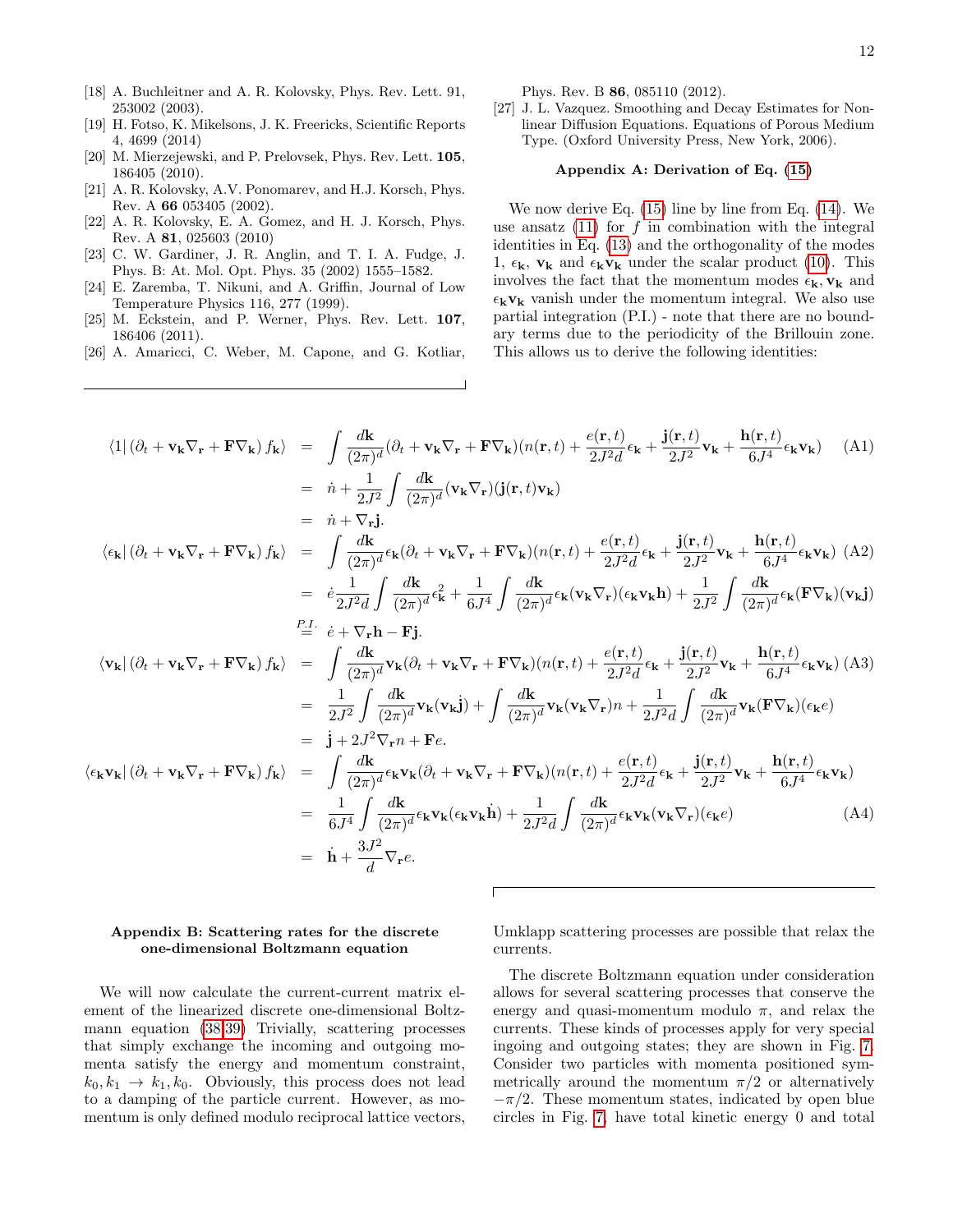- [18] A. Buchleitner and A. R. Kolovsky, Phys. Rev. Lett. 91, 253002 (2003).
- [19] H. Fotso, K. Mikelsons, J. K. Freericks, Scientific Reports 4, 4699 (2014)
- [20] M. Mierzejewski, and P. Prelovsek, Phys. Rev. Lett. **105**, 186405 (2010).
- [21] A. R. Kolovsky, A.V. Ponomarev, and H.J. Korsch, Phys. Rev. A **66** 053405 (2002).
- [22] A. R. Kolovsky, E. A. Gomez, and H. J. Korsch, Phys. Rev. A **81**, 025603 (2010)
- [23] C. W. Gardiner, J. R. Anglin, and T. I. A. Fudge, J. Phys. B: At. Mol. Opt. Phys. 35 (2002) 1555–1582.
- [24] E. Zaremba, T. Nikuni, and A. Griffin, Journal of Low Temperature Physics 116, 277 (1999).
- [25] M. Eckstein, and P. Werner, Phys. Rev. Lett. **107**, 186406 (2011).
- [26] A. Amaricci, C. Weber, M. Capone, and G. Kotliar, Phys. Rev. B **86**, 085110 (2012).
- [27] J. L. Vazquez. Smoothing and Decay Estimates for Nonlinear Diffusion Equations. Equations of Porous Medium Type. (Oxford University Press, New York, 2006).

### Appendix A: Derivation of Eq. (15)

We now derive Eq. (15) line by line from Eq. (14). We use ansatz (11) for $f$ in combination with the integral identities in Eq. (13) and the orthogonality of the modes 1, $\epsilon_{\mathbf{k}}$, $\mathbf{v_k}$ and $\epsilon_{\mathbf{k}}\mathbf{v_k}$ under the scalar product (10). This involves the fact that the momentum modes $\epsilon_{\mathbf{k}}, \mathbf{v_k}$ and $\epsilon_{\mathbf{k}}\mathbf{v_k}$ vanish under the momentum integral. We also use partial integration (P.I.) - note that there are no boundary terms due to the periodicity of the Brillouin zone. This allows us to derive the following identities:

$$
\begin{aligned}
\langle 1 |\left(\partial_t + \mathbf{v_k}\nabla_{\mathbf{r}} + \mathbf{F}\nabla_{\mathbf{k}}\right) f_{\mathbf{k}}\rangle &= \int \frac{d\mathbf{k}}{(2\pi)^d}(\partial_t + \mathbf{v_k}\nabla_{\mathbf{r}} + \mathbf{F}\nabla_{\mathbf{k}})(n(\mathbf{r},t) + \frac{e(\mathbf{r},t)}{2J^2 d}\epsilon_{\mathbf{k}} + \frac{\mathbf{j}(\mathbf{r},t)}{2J^2}\mathbf{v_k} + \frac{\mathbf{h}(\mathbf{r},t)}{6J^4}\epsilon_{\mathbf{k}}\mathbf{v_k}) \qquad \text{(A1)}\\
&= \dot{n} + \frac{1}{2J^2}\int \frac{d\mathbf{k}}{(2\pi)^d}(\mathbf{v_k}\nabla_{\mathbf{r}})(\mathbf{j}(\mathbf{r},t)\mathbf{v_k})\\
&= \dot{n} + \nabla_{\mathbf{r}}\mathbf{j}.\\
\langle \epsilon_{\mathbf{k}} |\left(\partial_t + \mathbf{v_k}\nabla_{\mathbf{r}} + \mathbf{F}\nabla_{\mathbf{k}}\right) f_{\mathbf{k}}\rangle &= \int \frac{d\mathbf{k}}{(2\pi)^d}\epsilon_{\mathbf{k}}(\partial_t + \mathbf{v_k}\nabla_{\mathbf{r}} + \mathbf{F}\nabla_{\mathbf{k}})(n(\mathbf{r},t) + \frac{e(\mathbf{r},t)}{2J^2 d}\epsilon_{\mathbf{k}} + \frac{\mathbf{j}(\mathbf{r},t)}{2J^2}\mathbf{v_k} + \frac{\mathbf{h}(\mathbf{r},t)}{6J^4}\epsilon_{\mathbf{k}}\mathbf{v_k}) \qquad \text{(A2)}\\
&= \dot{e}\frac{1}{2J^2 d}\int \frac{d\mathbf{k}}{(2\pi)^d}\epsilon_{\mathbf{k}}^2 + \frac{1}{6J^4}\int \frac{d\mathbf{k}}{(2\pi)^d}\epsilon_{\mathbf{k}}(\mathbf{v_k}\nabla_{\mathbf{r}})(\epsilon_{\mathbf{k}}\mathbf{v_k}\mathbf{h}) + \frac{1}{2J^2}\int \frac{d\mathbf{k}}{(2\pi)^d}\epsilon_{\mathbf{k}}(\mathbf{F}\nabla_{\mathbf{k}})(\mathbf{v_k}\mathbf{j})\\
&\overset{P.I.}{=} \dot{e} + \nabla_{\mathbf{r}}\mathbf{h} - \mathbf{F}\mathbf{j}.\\
\langle \mathbf{v_k} |\left(\partial_t + \mathbf{v_k}\nabla_{\mathbf{r}} + \mathbf{F}\nabla_{\mathbf{k}}\right) f_{\mathbf{k}}\rangle &= \int \frac{d\mathbf{k}}{(2\pi)^d}\mathbf{v_k}(\partial_t + \mathbf{v_k}\nabla_{\mathbf{r}} + \mathbf{F}\nabla_{\mathbf{k}})(n(\mathbf{r},t) + \frac{e(\mathbf{r},t)}{2J^2 d}\epsilon_{\mathbf{k}} + \frac{\mathbf{j}(\mathbf{r},t)}{2J^2}\mathbf{v_k} + \frac{\mathbf{h}(\mathbf{r},t)}{6J^4}\epsilon_{\mathbf{k}}\mathbf{v_k}) \qquad \text{(A3)}\\
&= \frac{1}{2J^2}\int \frac{d\mathbf{k}}{(2\pi)^d}\mathbf{v_k}(\mathbf{v_k}\dot{\mathbf{j}}) + \int \frac{d\mathbf{k}}{(2\pi)^d}\mathbf{v_k}(\mathbf{v_k}\nabla_{\mathbf{r}})n + \frac{1}{2J^2 d}\int \frac{d\mathbf{k}}{(2\pi)^d}\mathbf{v_k}(\mathbf{F}\nabla_{\mathbf{k}})(\epsilon_{\mathbf{k}}e)\\
&= \dot{\mathbf{j}} + 2J^2\nabla_{\mathbf{r}}n + \mathbf{F}e.\\
\langle \epsilon_{\mathbf{k}}\mathbf{v_k} |\left(\partial_t + \mathbf{v_k}\nabla_{\mathbf{r}} + \mathbf{F}\nabla_{\mathbf{k}}\right) f_{\mathbf{k}}\rangle &= \int \frac{d\mathbf{k}}{(2\pi)^d}\epsilon_{\mathbf{k}}\mathbf{v_k}(\partial_t + \mathbf{v_k}\nabla_{\mathbf{r}} + \mathbf{F}\nabla_{\mathbf{k}})(n(\mathbf{r},t) + \frac{e(\mathbf{r},t)}{2J^2 d}\epsilon_{\mathbf{k}} + \frac{\mathbf{j}(\mathbf{r},t)}{2J^2}\mathbf{v_k} + \frac{\mathbf{h}(\mathbf{r},t)}{6J^4}\epsilon_{\mathbf{k}}\mathbf{v_k})\\
&= \frac{1}{6J^4}\int \frac{d\mathbf{k}}{(2\pi)^d}\epsilon_{\mathbf{k}}\mathbf{v_k}(\epsilon_{\mathbf{k}}\mathbf{v_k}\dot{\mathbf{h}}) + \frac{1}{2J^2 d}\int \frac{d\mathbf{k}}{(2\pi)^d}\epsilon_{\mathbf{k}}\mathbf{v_k}(\mathbf{v_k}\nabla_{\mathbf{r}})(\epsilon_{\mathbf{k}}e) \qquad \text{(A4)}\\
&= \dot{\mathbf{h}} + \frac{3J^2}{d}\nabla_{\mathbf{r}}e.
\end{aligned}
$$

### Appendix B: Scattering rates for the discrete one-dimensional Boltzmann equation

We will now calculate the current-current matrix element of the linearized discrete one-dimensional Boltzmann equation (38,39) Trivially, scattering processes that simply exchange the incoming and outgoing momenta satisfy the energy and momentum constraint, $k_0, k_1 \rightarrow k_1, k_0$. Obviously, this process does not lead to a damping of the particle current. However, as momentum is only defined modulo reciprocal lattice vectors, Umklapp scattering processes are possible that relax the currents.

The discrete Boltzmann equation under consideration allows for several scattering processes that conserve the energy and quasi-momentum modulo $\pi$, and relax the currents. These kinds of processes apply for very special ingoing and outgoing states; they are shown in Fig. 7. Consider two particles with momenta positioned symmetrically around the momentum $\pi/2$ or alternatively $-\pi/2$. These momentum states, indicated by open blue circles in Fig. 7, have total kinetic energy 0 and total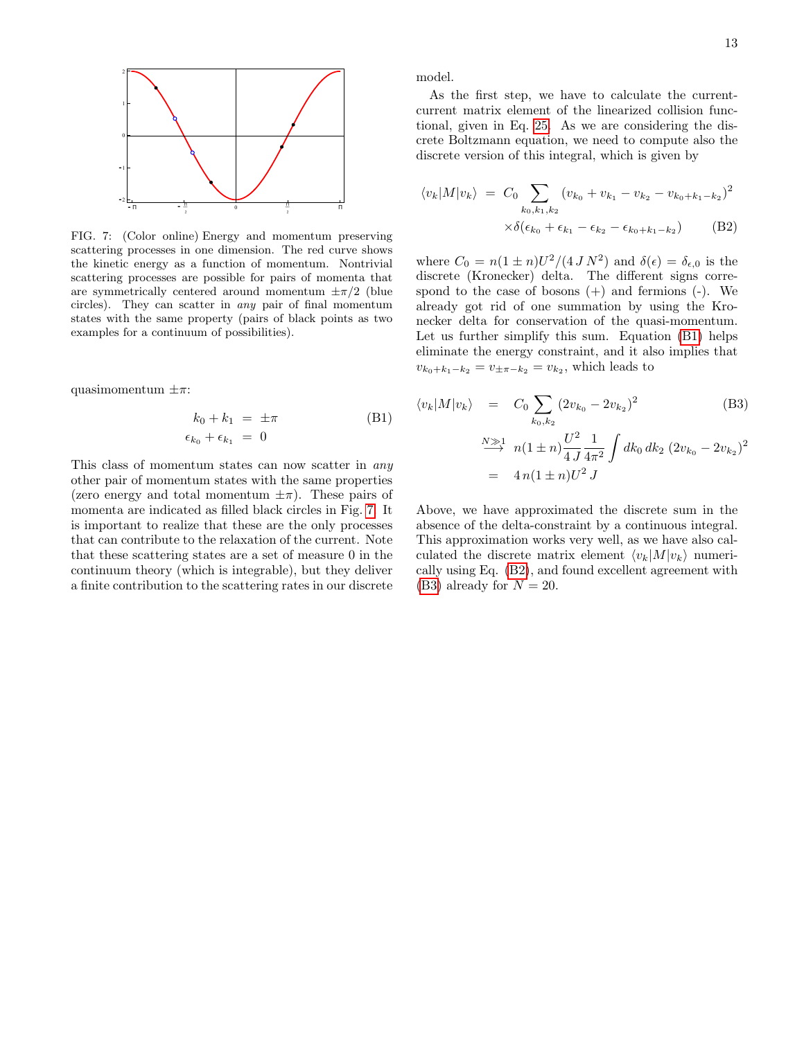2

1

0

-1

-2

-π   -π/2   0   π/2   π

FIG. 7: (Color online) Energy and momentum preserving scattering processes in one dimension. The red curve shows the kinetic energy as a function of momentum. Nontrivial scattering processes are possible for pairs of momenta that are symmetrically centered around momentum $\pm\pi/2$ (blue circles). They can scatter in *any* pair of final momentum states with the same property (pairs of black points as two examples for a continuum of possibilities).

quasimomentum $\pm\pi$:

$$
\begin{aligned}
k_0 + k_1 &= \pm\pi \\
\epsilon_{k_0} + \epsilon_{k_1} &= 0
\end{aligned} \tag{B1}
$$

This class of momentum states can now scatter in *any* other pair of momentum states with the same properties (zero energy and total momentum $\pm\pi$). These pairs of momenta are indicated as filled black circles in Fig. 7. It is important to realize that these are the only processes that can contribute to the relaxation of the current. Note that these scattering states are a set of measure 0 in the continuum theory (which is integrable), but they deliver a finite contribution to the scattering rates in our discrete model.

As the first step, we have to calculate the current-current matrix element of the linearized collision functional, given in Eq. 25. As we are considering the discrete Boltzmann equation, we need to compute also the discrete version of this integral, which is given by

$$
\begin{aligned}
\langle v_k | M | v_k \rangle &= C_0 \sum_{k_0, k_1, k_2} \left( v_{k_0} + v_{k_1} - v_{k_2} - v_{k_0+k_1-k_2} \right)^2 \\
&\quad \times \delta(\epsilon_{k_0} + \epsilon_{k_1} - \epsilon_{k_2} - \epsilon_{k_0+k_1-k_2})
\end{aligned} \tag{B2}
$$

where $C_0 = n(1 \pm n) U^2 / (4\, J\, N^2)$ and $\delta(\epsilon) = \delta_{\epsilon,0}$ is the discrete (Kronecker) delta. The different signs correspond to the case of bosons (+) and fermions (-). We already got rid of one summation by using the Kronecker delta for conservation of the quasi-momentum. Let us further simplify this sum. Equation (B1) helps eliminate the energy constraint, and it also implies that $v_{k_0+k_1-k_2} = v_{\pm\pi - k_2} = v_{k_2}$, which leads to

$$
\begin{aligned}
\langle v_k | M | v_k \rangle &= C_0 \sum_{k_0, k_2} \left( 2 v_{k_0} - 2 v_{k_2} \right)^2 \\
&\overset{N \gg 1}{\longrightarrow} n(1 \pm n) \frac{U^2}{4\, J} \frac{1}{4\pi^2} \int dk_0\, dk_2\, \left( 2 v_{k_0} - 2 v_{k_2} \right)^2 \\
&= 4\, n(1 \pm n) U^2\, J
\end{aligned} \tag{B3}
$$

Above, we have approximated the discrete sum in the absence of the delta-constraint by a continuous integral. This approximation works very well, as we have also calculated the discrete matrix element $\langle v_k | M | v_k \rangle$ numerically using Eq. (B2), and found excellent agreement with (B3) already for $N = 20$.